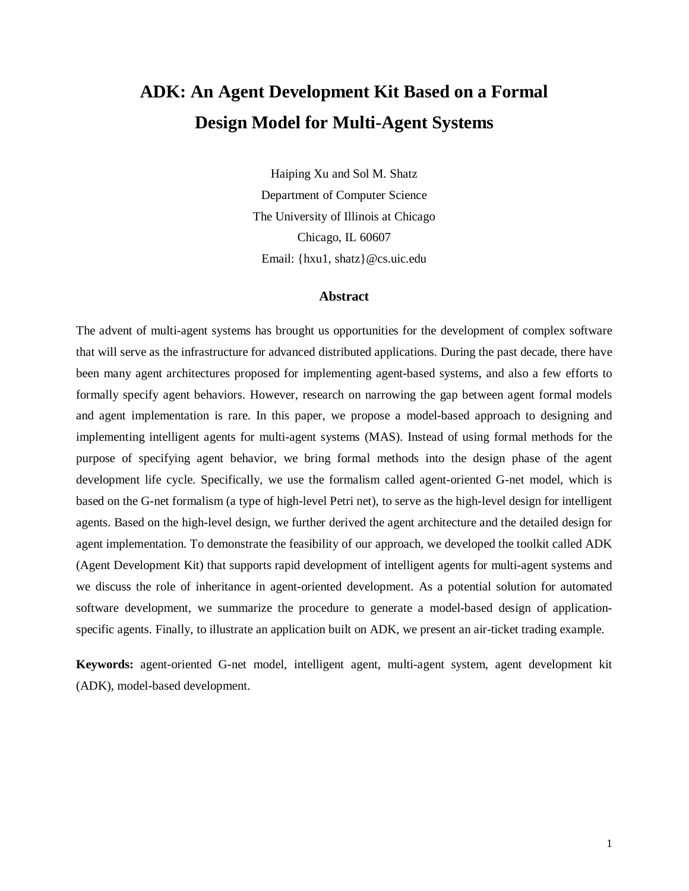# ADK: An Agent Development Kit Based on a Formal Design Model for Multi-Agent Systems

Haiping Xu and Sol M. Shatz
Department of Computer Science
The University of Illinois at Chicago
Chicago, IL 60607
Email: {hxu1, shatz}@cs.uic.edu

## Abstract

The advent of multi-agent systems has brought us opportunities for the development of complex software that will serve as the infrastructure for advanced distributed applications. During the past decade, there have been many agent architectures proposed for implementing agent-based systems, and also a few efforts to formally specify agent behaviors. However, research on narrowing the gap between agent formal models and agent implementation is rare. In this paper, we propose a model-based approach to designing and implementing intelligent agents for multi-agent systems (MAS). Instead of using formal methods for the purpose of specifying agent behavior, we bring formal methods into the design phase of the agent development life cycle. Specifically, we use the formalism called agent-oriented G-net model, which is based on the G-net formalism (a type of high-level Petri net), to serve as the high-level design for intelligent agents. Based on the high-level design, we further derived the agent architecture and the detailed design for agent implementation. To demonstrate the feasibility of our approach, we developed the toolkit called ADK (Agent Development Kit) that supports rapid development of intelligent agents for multi-agent systems and we discuss the role of inheritance in agent-oriented development. As a potential solution for automated software development, we summarize the procedure to generate a model-based design of application-specific agents. Finally, to illustrate an application built on ADK, we present an air-ticket trading example.

**Keywords:** agent-oriented G-net model, intelligent agent, multi-agent system, agent development kit (ADK), model-based development.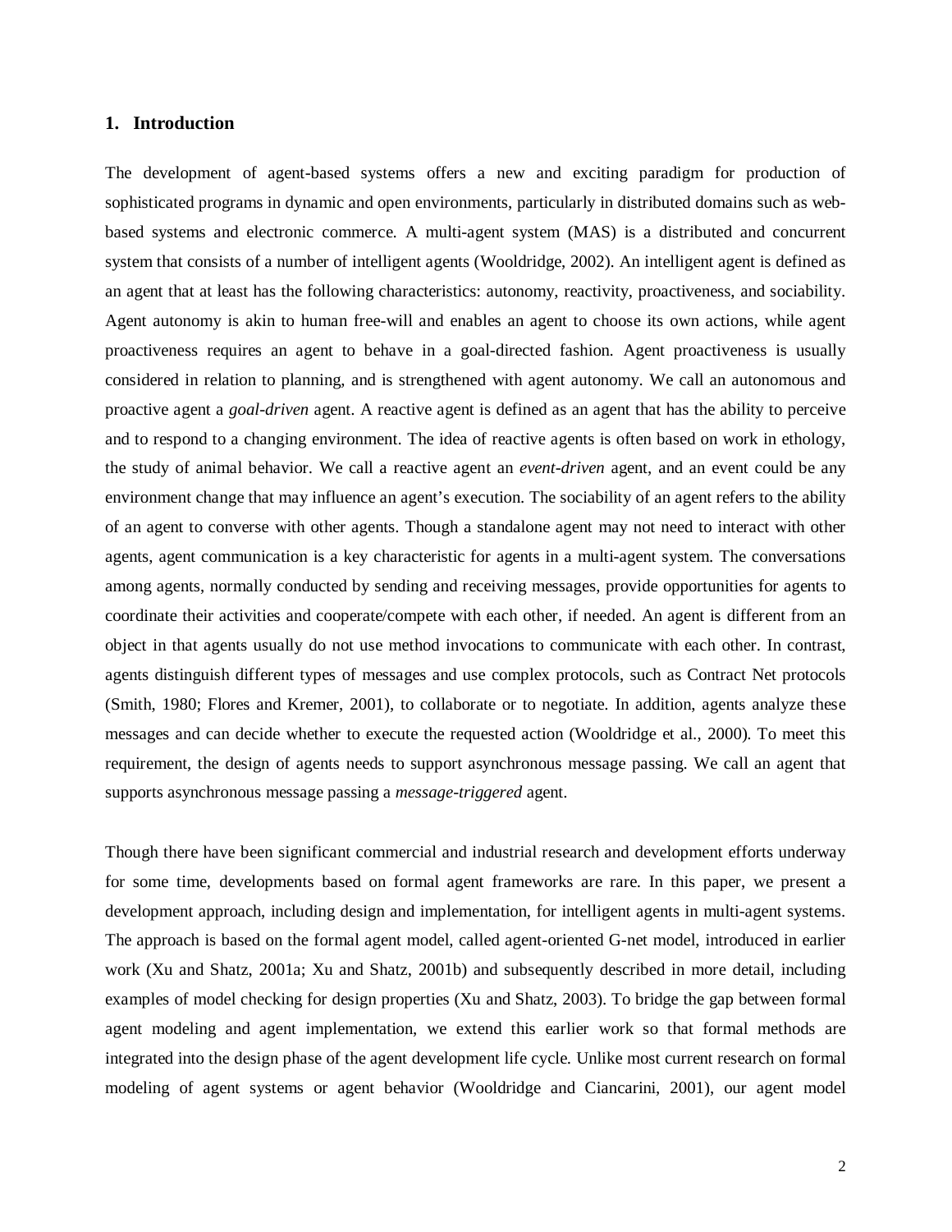## 1. Introduction

The development of agent-based systems offers a new and exciting paradigm for production of sophisticated programs in dynamic and open environments, particularly in distributed domains such as web-based systems and electronic commerce. A multi-agent system (MAS) is a distributed and concurrent system that consists of a number of intelligent agents (Wooldridge, 2002). An intelligent agent is defined as an agent that at least has the following characteristics: autonomy, reactivity, proactiveness, and sociability. Agent autonomy is akin to human free-will and enables an agent to choose its own actions, while agent proactiveness requires an agent to behave in a goal-directed fashion. Agent proactiveness is usually considered in relation to planning, and is strengthened with agent autonomy. We call an autonomous and proactive agent a *goal-driven* agent. A reactive agent is defined as an agent that has the ability to perceive and to respond to a changing environment. The idea of reactive agents is often based on work in ethology, the study of animal behavior. We call a reactive agent an *event-driven* agent, and an event could be any environment change that may influence an agent's execution. The sociability of an agent refers to the ability of an agent to converse with other agents. Though a standalone agent may not need to interact with other agents, agent communication is a key characteristic for agents in a multi-agent system. The conversations among agents, normally conducted by sending and receiving messages, provide opportunities for agents to coordinate their activities and cooperate/compete with each other, if needed. An agent is different from an object in that agents usually do not use method invocations to communicate with each other. In contrast, agents distinguish different types of messages and use complex protocols, such as Contract Net protocols (Smith, 1980; Flores and Kremer, 2001), to collaborate or to negotiate. In addition, agents analyze these messages and can decide whether to execute the requested action (Wooldridge et al., 2000). To meet this requirement, the design of agents needs to support asynchronous message passing. We call an agent that supports asynchronous message passing a *message-triggered* agent.

Though there have been significant commercial and industrial research and development efforts underway for some time, developments based on formal agent frameworks are rare. In this paper, we present a development approach, including design and implementation, for intelligent agents in multi-agent systems. The approach is based on the formal agent model, called agent-oriented G-net model, introduced in earlier work (Xu and Shatz, 2001a; Xu and Shatz, 2001b) and subsequently described in more detail, including examples of model checking for design properties (Xu and Shatz, 2003). To bridge the gap between formal agent modeling and agent implementation, we extend this earlier work so that formal methods are integrated into the design phase of the agent development life cycle. Unlike most current research on formal modeling of agent systems or agent behavior (Wooldridge and Ciancarini, 2001), our agent model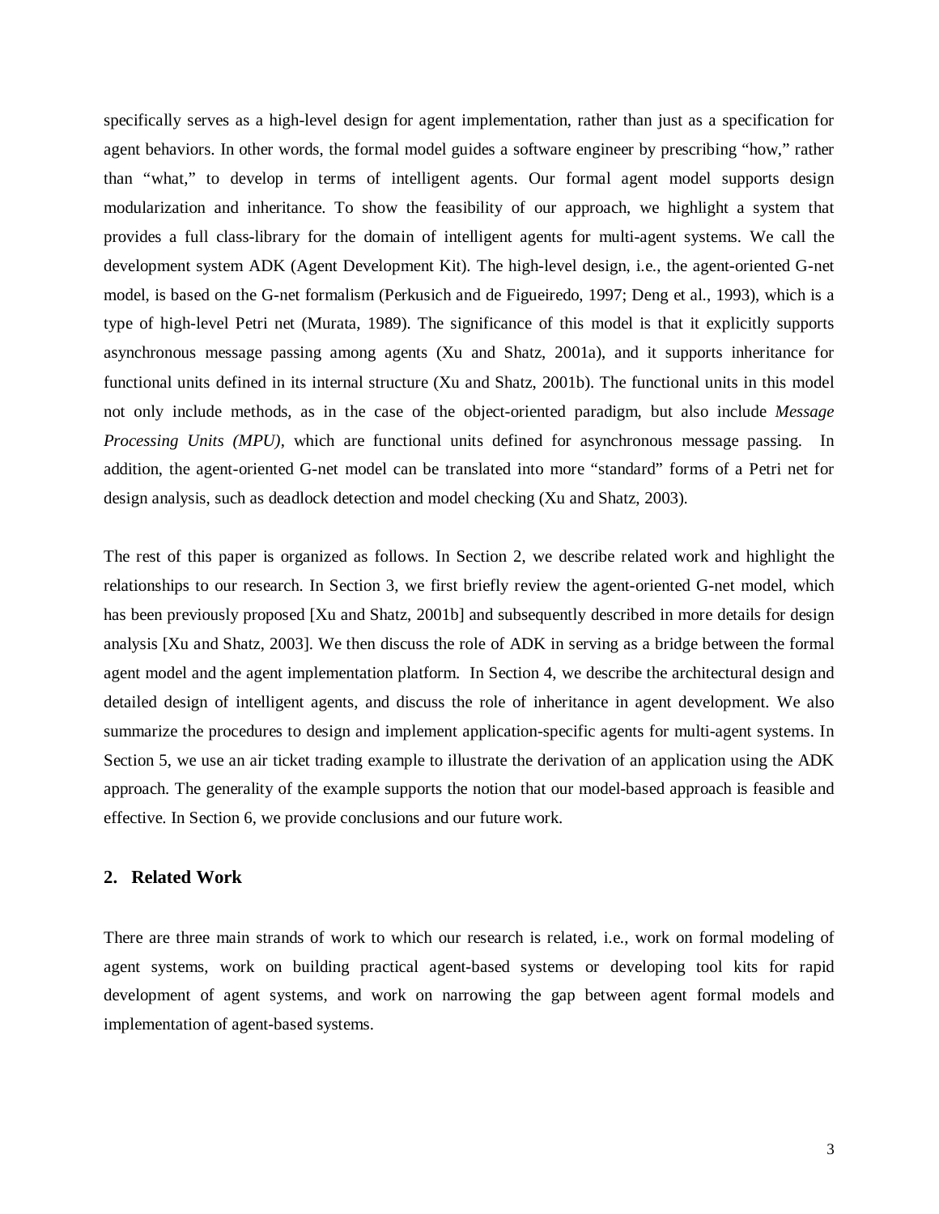specifically serves as a high-level design for agent implementation, rather than just as a specification for agent behaviors. In other words, the formal model guides a software engineer by prescribing "how," rather than "what," to develop in terms of intelligent agents. Our formal agent model supports design modularization and inheritance. To show the feasibility of our approach, we highlight a system that provides a full class-library for the domain of intelligent agents for multi-agent systems. We call the development system ADK (Agent Development Kit). The high-level design, i.e., the agent-oriented G-net model, is based on the G-net formalism (Perkusich and de Figueiredo, 1997; Deng et al., 1993), which is a type of high-level Petri net (Murata, 1989). The significance of this model is that it explicitly supports asynchronous message passing among agents (Xu and Shatz, 2001a), and it supports inheritance for functional units defined in its internal structure (Xu and Shatz, 2001b). The functional units in this model not only include methods, as in the case of the object-oriented paradigm, but also include *Message Processing Units (MPU)*, which are functional units defined for asynchronous message passing. In addition, the agent-oriented G-net model can be translated into more "standard" forms of a Petri net for design analysis, such as deadlock detection and model checking (Xu and Shatz, 2003).

The rest of this paper is organized as follows. In Section 2, we describe related work and highlight the relationships to our research. In Section 3, we first briefly review the agent-oriented G-net model, which has been previously proposed [Xu and Shatz, 2001b] and subsequently described in more details for design analysis [Xu and Shatz, 2003]. We then discuss the role of ADK in serving as a bridge between the formal agent model and the agent implementation platform. In Section 4, we describe the architectural design and detailed design of intelligent agents, and discuss the role of inheritance in agent development. We also summarize the procedures to design and implement application-specific agents for multi-agent systems. In Section 5, we use an air ticket trading example to illustrate the derivation of an application using the ADK approach. The generality of the example supports the notion that our model-based approach is feasible and effective. In Section 6, we provide conclusions and our future work.

## 2. Related Work

There are three main strands of work to which our research is related, i.e., work on formal modeling of agent systems, work on building practical agent-based systems or developing tool kits for rapid development of agent systems, and work on narrowing the gap between agent formal models and implementation of agent-based systems.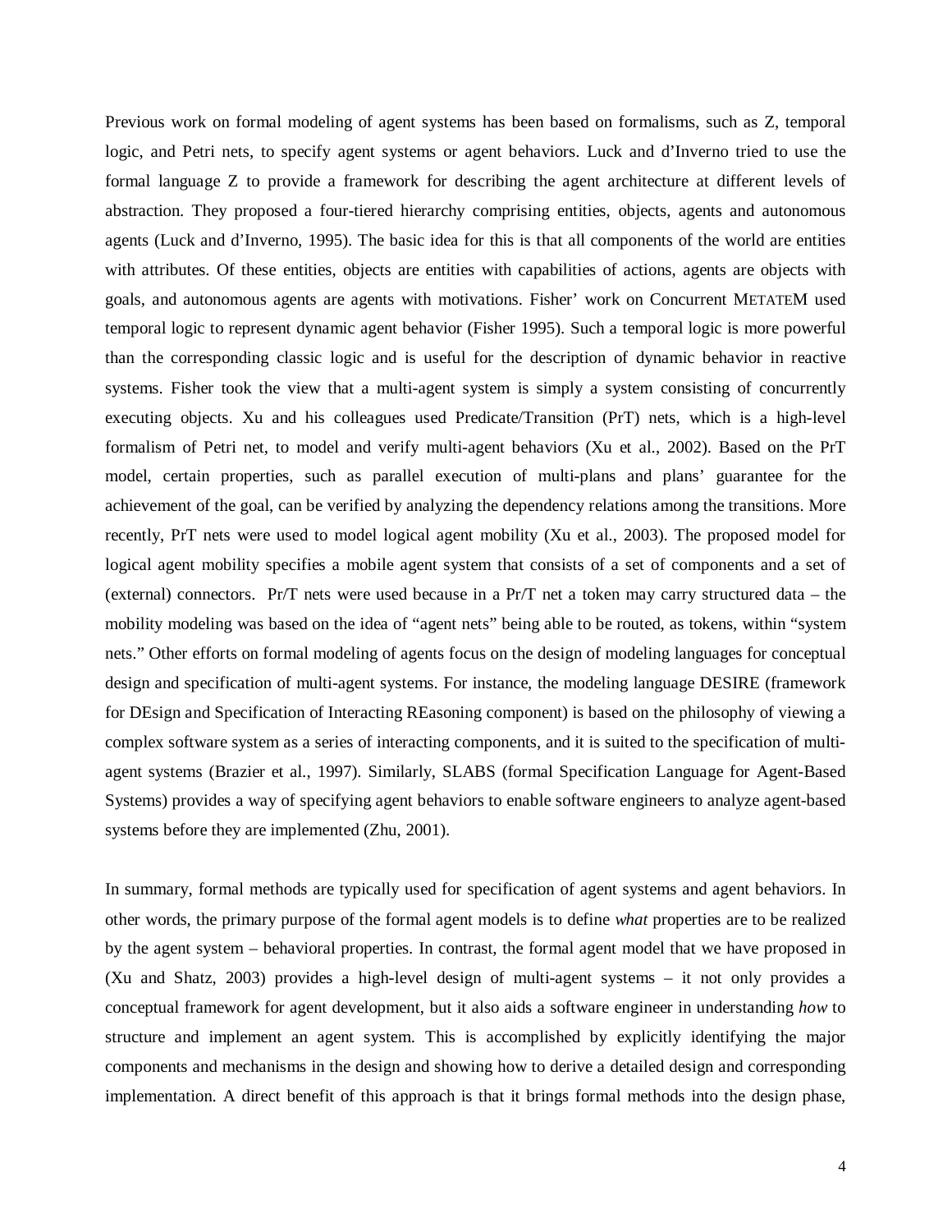Previous work on formal modeling of agent systems has been based on formalisms, such as Z, temporal logic, and Petri nets, to specify agent systems or agent behaviors. Luck and d'Inverno tried to use the formal language Z to provide a framework for describing the agent architecture at different levels of abstraction. They proposed a four-tiered hierarchy comprising entities, objects, agents and autonomous agents (Luck and d'Inverno, 1995). The basic idea for this is that all components of the world are entities with attributes. Of these entities, objects are entities with capabilities of actions, agents are objects with goals, and autonomous agents are agents with motivations. Fisher' work on Concurrent METATEM used temporal logic to represent dynamic agent behavior (Fisher 1995). Such a temporal logic is more powerful than the corresponding classic logic and is useful for the description of dynamic behavior in reactive systems. Fisher took the view that a multi-agent system is simply a system consisting of concurrently executing objects. Xu and his colleagues used Predicate/Transition (PrT) nets, which is a high-level formalism of Petri net, to model and verify multi-agent behaviors (Xu et al., 2002). Based on the PrT model, certain properties, such as parallel execution of multi-plans and plans' guarantee for the achievement of the goal, can be verified by analyzing the dependency relations among the transitions. More recently, PrT nets were used to model logical agent mobility (Xu et al., 2003). The proposed model for logical agent mobility specifies a mobile agent system that consists of a set of components and a set of (external) connectors. Pr/T nets were used because in a Pr/T net a token may carry structured data – the mobility modeling was based on the idea of "agent nets" being able to be routed, as tokens, within "system nets." Other efforts on formal modeling of agents focus on the design of modeling languages for conceptual design and specification of multi-agent systems. For instance, the modeling language DESIRE (framework for DEsign and Specification of Interacting REasoning component) is based on the philosophy of viewing a complex software system as a series of interacting components, and it is suited to the specification of multi-agent systems (Brazier et al., 1997). Similarly, SLABS (formal Specification Language for Agent-Based Systems) provides a way of specifying agent behaviors to enable software engineers to analyze agent-based systems before they are implemented (Zhu, 2001).

In summary, formal methods are typically used for specification of agent systems and agent behaviors. In other words, the primary purpose of the formal agent models is to define *what* properties are to be realized by the agent system – behavioral properties. In contrast, the formal agent model that we have proposed in (Xu and Shatz, 2003) provides a high-level design of multi-agent systems – it not only provides a conceptual framework for agent development, but it also aids a software engineer in understanding *how* to structure and implement an agent system. This is accomplished by explicitly identifying the major components and mechanisms in the design and showing how to derive a detailed design and corresponding implementation. A direct benefit of this approach is that it brings formal methods into the design phase,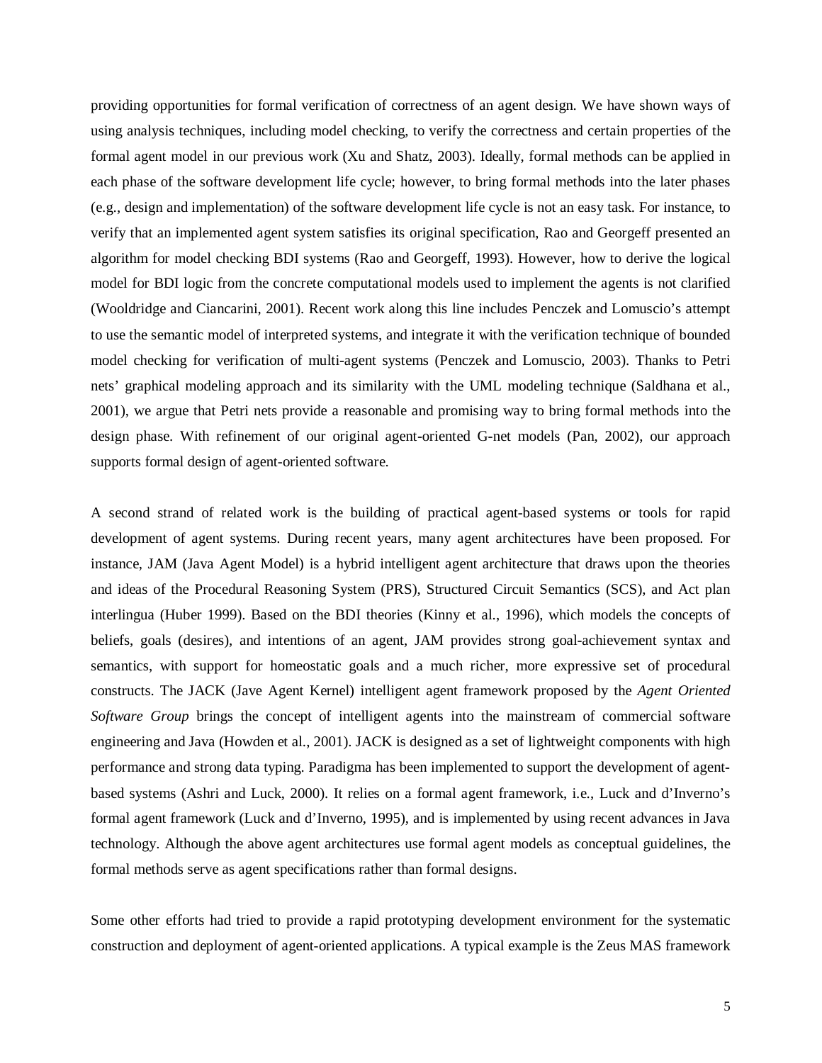providing opportunities for formal verification of correctness of an agent design. We have shown ways of using analysis techniques, including model checking, to verify the correctness and certain properties of the formal agent model in our previous work (Xu and Shatz, 2003). Ideally, formal methods can be applied in each phase of the software development life cycle; however, to bring formal methods into the later phases (e.g., design and implementation) of the software development life cycle is not an easy task. For instance, to verify that an implemented agent system satisfies its original specification, Rao and Georgeff presented an algorithm for model checking BDI systems (Rao and Georgeff, 1993). However, how to derive the logical model for BDI logic from the concrete computational models used to implement the agents is not clarified (Wooldridge and Ciancarini, 2001). Recent work along this line includes Penczek and Lomuscio's attempt to use the semantic model of interpreted systems, and integrate it with the verification technique of bounded model checking for verification of multi-agent systems (Penczek and Lomuscio, 2003). Thanks to Petri nets' graphical modeling approach and its similarity with the UML modeling technique (Saldhana et al., 2001), we argue that Petri nets provide a reasonable and promising way to bring formal methods into the design phase. With refinement of our original agent-oriented G-net models (Pan, 2002), our approach supports formal design of agent-oriented software.

A second strand of related work is the building of practical agent-based systems or tools for rapid development of agent systems. During recent years, many agent architectures have been proposed. For instance, JAM (Java Agent Model) is a hybrid intelligent agent architecture that draws upon the theories and ideas of the Procedural Reasoning System (PRS), Structured Circuit Semantics (SCS), and Act plan interlingua (Huber 1999). Based on the BDI theories (Kinny et al., 1996), which models the concepts of beliefs, goals (desires), and intentions of an agent, JAM provides strong goal-achievement syntax and semantics, with support for homeostatic goals and a much richer, more expressive set of procedural constructs. The JACK (Jave Agent Kernel) intelligent agent framework proposed by the *Agent Oriented Software Group* brings the concept of intelligent agents into the mainstream of commercial software engineering and Java (Howden et al., 2001). JACK is designed as a set of lightweight components with high performance and strong data typing. Paradigma has been implemented to support the development of agent-based systems (Ashri and Luck, 2000). It relies on a formal agent framework, i.e., Luck and d'Inverno's formal agent framework (Luck and d'Inverno, 1995), and is implemented by using recent advances in Java technology. Although the above agent architectures use formal agent models as conceptual guidelines, the formal methods serve as agent specifications rather than formal designs.

Some other efforts had tried to provide a rapid prototyping development environment for the systematic construction and deployment of agent-oriented applications. A typical example is the Zeus MAS framework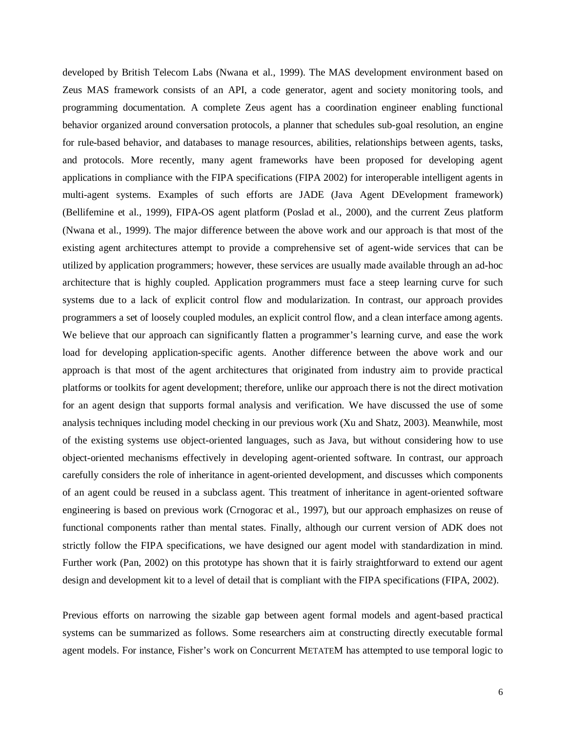developed by British Telecom Labs (Nwana et al., 1999). The MAS development environment based on Zeus MAS framework consists of an API, a code generator, agent and society monitoring tools, and programming documentation. A complete Zeus agent has a coordination engineer enabling functional behavior organized around conversation protocols, a planner that schedules sub-goal resolution, an engine for rule-based behavior, and databases to manage resources, abilities, relationships between agents, tasks, and protocols. More recently, many agent frameworks have been proposed for developing agent applications in compliance with the FIPA specifications (FIPA 2002) for interoperable intelligent agents in multi-agent systems. Examples of such efforts are JADE (Java Agent DEvelopment framework) (Bellifemine et al., 1999), FIPA-OS agent platform (Poslad et al., 2000), and the current Zeus platform (Nwana et al., 1999). The major difference between the above work and our approach is that most of the existing agent architectures attempt to provide a comprehensive set of agent-wide services that can be utilized by application programmers; however, these services are usually made available through an ad-hoc architecture that is highly coupled. Application programmers must face a steep learning curve for such systems due to a lack of explicit control flow and modularization. In contrast, our approach provides programmers a set of loosely coupled modules, an explicit control flow, and a clean interface among agents. We believe that our approach can significantly flatten a programmer's learning curve, and ease the work load for developing application-specific agents. Another difference between the above work and our approach is that most of the agent architectures that originated from industry aim to provide practical platforms or toolkits for agent development; therefore, unlike our approach there is not the direct motivation for an agent design that supports formal analysis and verification. We have discussed the use of some analysis techniques including model checking in our previous work (Xu and Shatz, 2003). Meanwhile, most of the existing systems use object-oriented languages, such as Java, but without considering how to use object-oriented mechanisms effectively in developing agent-oriented software. In contrast, our approach carefully considers the role of inheritance in agent-oriented development, and discusses which components of an agent could be reused in a subclass agent. This treatment of inheritance in agent-oriented software engineering is based on previous work (Crnogorac et al., 1997), but our approach emphasizes on reuse of functional components rather than mental states. Finally, although our current version of ADK does not strictly follow the FIPA specifications, we have designed our agent model with standardization in mind. Further work (Pan, 2002) on this prototype has shown that it is fairly straightforward to extend our agent design and development kit to a level of detail that is compliant with the FIPA specifications (FIPA, 2002).

Previous efforts on narrowing the sizable gap between agent formal models and agent-based practical systems can be summarized as follows. Some researchers aim at constructing directly executable formal agent models. For instance, Fisher's work on Concurrent METATEM has attempted to use temporal logic to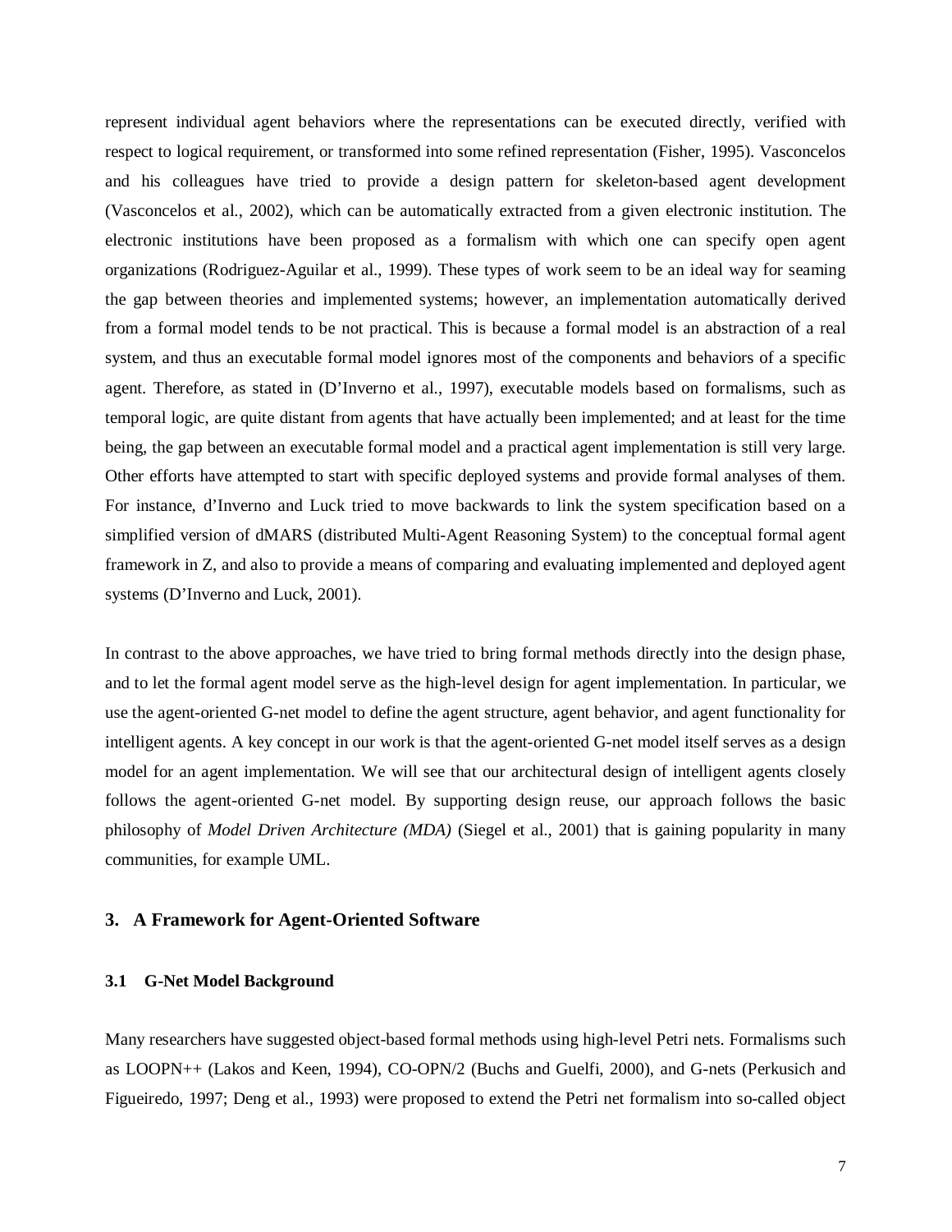represent individual agent behaviors where the representations can be executed directly, verified with respect to logical requirement, or transformed into some refined representation (Fisher, 1995). Vasconcelos and his colleagues have tried to provide a design pattern for skeleton-based agent development (Vasconcelos et al., 2002), which can be automatically extracted from a given electronic institution. The electronic institutions have been proposed as a formalism with which one can specify open agent organizations (Rodriguez-Aguilar et al., 1999). These types of work seem to be an ideal way for seaming the gap between theories and implemented systems; however, an implementation automatically derived from a formal model tends to be not practical. This is because a formal model is an abstraction of a real system, and thus an executable formal model ignores most of the components and behaviors of a specific agent. Therefore, as stated in (D'Inverno et al., 1997), executable models based on formalisms, such as temporal logic, are quite distant from agents that have actually been implemented; and at least for the time being, the gap between an executable formal model and a practical agent implementation is still very large. Other efforts have attempted to start with specific deployed systems and provide formal analyses of them. For instance, d'Inverno and Luck tried to move backwards to link the system specification based on a simplified version of dMARS (distributed Multi-Agent Reasoning System) to the conceptual formal agent framework in Z, and also to provide a means of comparing and evaluating implemented and deployed agent systems (D'Inverno and Luck, 2001).

In contrast to the above approaches, we have tried to bring formal methods directly into the design phase, and to let the formal agent model serve as the high-level design for agent implementation. In particular, we use the agent-oriented G-net model to define the agent structure, agent behavior, and agent functionality for intelligent agents. A key concept in our work is that the agent-oriented G-net model itself serves as a design model for an agent implementation. We will see that our architectural design of intelligent agents closely follows the agent-oriented G-net model. By supporting design reuse, our approach follows the basic philosophy of *Model Driven Architecture (MDA)* (Siegel et al., 2001) that is gaining popularity in many communities, for example UML.

## 3. A Framework for Agent-Oriented Software

### 3.1 G-Net Model Background

Many researchers have suggested object-based formal methods using high-level Petri nets. Formalisms such as LOOPN++ (Lakos and Keen, 1994), CO-OPN/2 (Buchs and Guelfi, 2000), and G-nets (Perkusich and Figueiredo, 1997; Deng et al., 1993) were proposed to extend the Petri net formalism into so-called object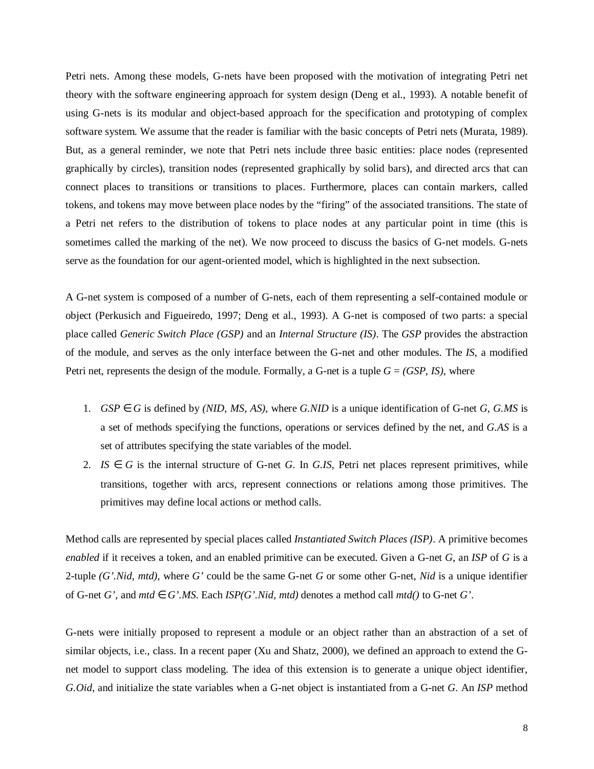Petri nets. Among these models, G-nets have been proposed with the motivation of integrating Petri net theory with the software engineering approach for system design (Deng et al., 1993). A notable benefit of using G-nets is its modular and object-based approach for the specification and prototyping of complex software system. We assume that the reader is familiar with the basic concepts of Petri nets (Murata, 1989). But, as a general reminder, we note that Petri nets include three basic entities: place nodes (represented graphically by circles), transition nodes (represented graphically by solid bars), and directed arcs that can connect places to transitions or transitions to places. Furthermore, places can contain markers, called tokens, and tokens may move between place nodes by the "firing" of the associated transitions. The state of a Petri net refers to the distribution of tokens to place nodes at any particular point in time (this is sometimes called the marking of the net). We now proceed to discuss the basics of G-net models. G-nets serve as the foundation for our agent-oriented model, which is highlighted in the next subsection.

A G-net system is composed of a number of G-nets, each of them representing a self-contained module or object (Perkusich and Figueiredo, 1997; Deng et al., 1993). A G-net is composed of two parts: a special place called *Generic Switch Place (GSP)* and an *Internal Structure (IS)*. The *GSP* provides the abstraction of the module, and serves as the only interface between the G-net and other modules. The *IS*, a modified Petri net, represents the design of the module. Formally, a G-net is a tuple $G = (GSP, IS)$, where

1. $GSP \in G$ is defined by *(NID, MS, AS)*, where *G.NID* is a unique identification of G-net *G*, *G.MS* is a set of methods specifying the functions, operations or services defined by the net, and *G.AS* is a set of attributes specifying the state variables of the model.
2. $IS \in G$ is the internal structure of G-net *G*. In *G.IS*, Petri net places represent primitives, while transitions, together with arcs, represent connections or relations among those primitives. The primitives may define local actions or method calls.

Method calls are represented by special places called *Instantiated Switch Places (ISP)*. A primitive becomes *enabled* if it receives a token, and an enabled primitive can be executed. Given a G-net *G*, an *ISP* of *G* is a 2-tuple *(G'.Nid, mtd),* where *G'* could be the same G-net *G* or some other G-net, *Nid* is a unique identifier of G-net *G'*, and $mtd \in G'.MS$. Each *ISP(G'.Nid, mtd)* denotes a method call *mtd()* to G-net *G'*.

G-nets were initially proposed to represent a module or an object rather than an abstraction of a set of similar objects, i.e., class. In a recent paper (Xu and Shatz, 2000), we defined an approach to extend the G-net model to support class modeling. The idea of this extension is to generate a unique object identifier, *G.Oid,* and initialize the state variables when a G-net object is instantiated from a G-net *G*. An *ISP* method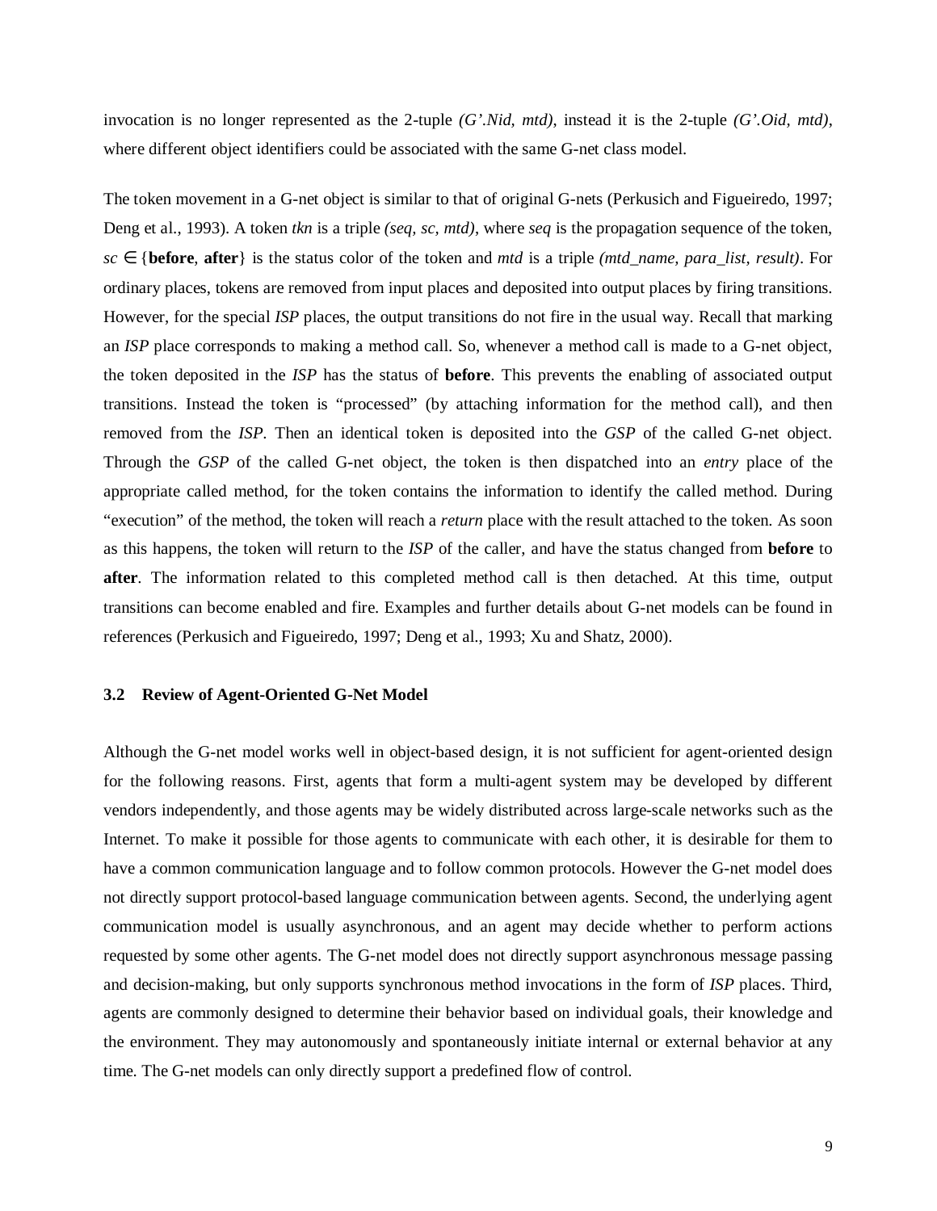invocation is no longer represented as the 2-tuple *(G'.Nid, mtd)*, instead it is the 2-tuple *(G'.Oid, mtd)*, where different object identifiers could be associated with the same G-net class model.

The token movement in a G-net object is similar to that of original G-nets (Perkusich and Figueiredo, 1997; Deng et al., 1993). A token *tkn* is a triple *(seq, sc, mtd)*, where *seq* is the propagation sequence of the token, $sc \in \{\textbf{before}, \textbf{after}\}$ is the status color of the token and *mtd* is a triple *(mtd_name, para_list, result)*. For ordinary places, tokens are removed from input places and deposited into output places by firing transitions. However, for the special *ISP* places, the output transitions do not fire in the usual way. Recall that marking an *ISP* place corresponds to making a method call. So, whenever a method call is made to a G-net object, the token deposited in the *ISP* has the status of **before**. This prevents the enabling of associated output transitions. Instead the token is "processed" (by attaching information for the method call), and then removed from the *ISP*. Then an identical token is deposited into the *GSP* of the called G-net object. Through the *GSP* of the called G-net object, the token is then dispatched into an *entry* place of the appropriate called method, for the token contains the information to identify the called method. During "execution" of the method, the token will reach a *return* place with the result attached to the token. As soon as this happens, the token will return to the *ISP* of the caller, and have the status changed from **before** to **after**. The information related to this completed method call is then detached. At this time, output transitions can become enabled and fire. Examples and further details about G-net models can be found in references (Perkusich and Figueiredo, 1997; Deng et al., 1993; Xu and Shatz, 2000).

### 3.2 Review of Agent-Oriented G-Net Model

Although the G-net model works well in object-based design, it is not sufficient for agent-oriented design for the following reasons. First, agents that form a multi-agent system may be developed by different vendors independently, and those agents may be widely distributed across large-scale networks such as the Internet. To make it possible for those agents to communicate with each other, it is desirable for them to have a common communication language and to follow common protocols. However the G-net model does not directly support protocol-based language communication between agents. Second, the underlying agent communication model is usually asynchronous, and an agent may decide whether to perform actions requested by some other agents. The G-net model does not directly support asynchronous message passing and decision-making, but only supports synchronous method invocations in the form of *ISP* places. Third, agents are commonly designed to determine their behavior based on individual goals, their knowledge and the environment. They may autonomously and spontaneously initiate internal or external behavior at any time. The G-net models can only directly support a predefined flow of control.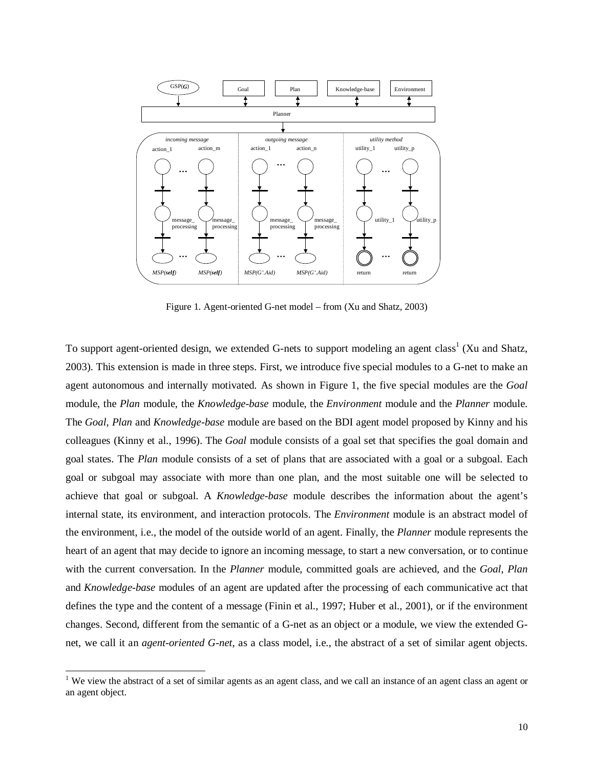Figure 1. Agent-oriented G-net model – from (Xu and Shatz, 2003)

To support agent-oriented design, we extended G-nets to support modeling an agent class[1] (Xu and Shatz, 2003). This extension is made in three steps. First, we introduce five special modules to a G-net to make an agent autonomous and internally motivated. As shown in Figure 1, the five special modules are the *Goal* module, the *Plan* module, the *Knowledge-base* module, the *Environment* module and the *Planner* module. The *Goal*, *Plan* and *Knowledge-base* module are based on the BDI agent model proposed by Kinny and his colleagues (Kinny et al., 1996). The *Goal* module consists of a goal set that specifies the goal domain and goal states. The *Plan* module consists of a set of plans that are associated with a goal or a subgoal. Each goal or subgoal may associate with more than one plan, and the most suitable one will be selected to achieve that goal or subgoal. A *Knowledge-base* module describes the information about the agent's internal state, its environment, and interaction protocols. The *Environment* module is an abstract model of the environment, i.e., the model of the outside world of an agent. Finally, the *Planner* module represents the heart of an agent that may decide to ignore an incoming message, to start a new conversation, or to continue with the current conversation. In the *Planner* module, committed goals are achieved, and the *Goal*, *Plan* and *Knowledge-base* modules of an agent are updated after the processing of each communicative act that defines the type and the content of a message (Finin et al., 1997; Huber et al., 2001), or if the environment changes. Second, different from the semantic of a G-net as an object or a module, we view the extended G-net, we call it an *agent-oriented G-net*, as a class model, i.e., the abstract of a set of similar agent objects.

[1] We view the abstract of a set of similar agents as an agent class, and we call an instance of an agent class an agent or an agent object.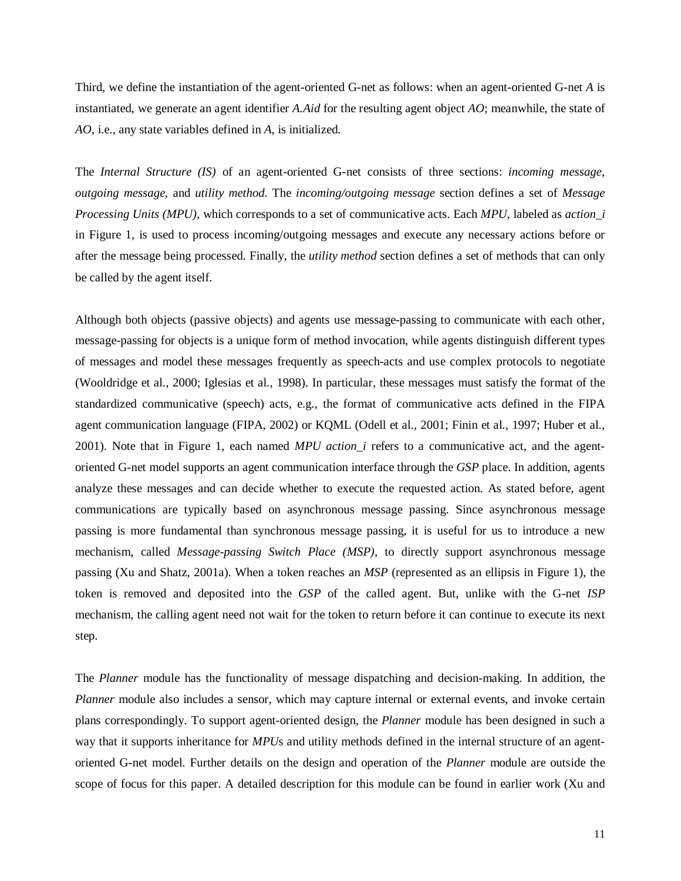Third, we define the instantiation of the agent-oriented G-net as follows: when an agent-oriented G-net *A* is instantiated, we generate an agent identifier *A.Aid* for the resulting agent object *AO*; meanwhile, the state of *AO*, i.e., any state variables defined in *A*, is initialized.

The *Internal Structure (IS)* of an agent-oriented G-net consists of three sections: *incoming message*, *outgoing message*, and *utility method*. The *incoming/outgoing message* section defines a set of *Message Processing Units (MPU)*, which corresponds to a set of communicative acts. Each *MPU*, labeled as *action_i* in Figure 1, is used to process incoming/outgoing messages and execute any necessary actions before or after the message being processed. Finally, the *utility method* section defines a set of methods that can only be called by the agent itself.

Although both objects (passive objects) and agents use message-passing to communicate with each other, message-passing for objects is a unique form of method invocation, while agents distinguish different types of messages and model these messages frequently as speech-acts and use complex protocols to negotiate (Wooldridge et al., 2000; Iglesias et al., 1998). In particular, these messages must satisfy the format of the standardized communicative (speech) acts, e.g., the format of communicative acts defined in the FIPA agent communication language (FIPA, 2002) or KQML (Odell et al., 2001; Finin et al., 1997; Huber et al., 2001). Note that in Figure 1, each named *MPU action_i* refers to a communicative act, and the agent-oriented G-net model supports an agent communication interface through the *GSP* place. In addition, agents analyze these messages and can decide whether to execute the requested action. As stated before, agent communications are typically based on asynchronous message passing. Since asynchronous message passing is more fundamental than synchronous message passing, it is useful for us to introduce a new mechanism, called *Message-passing Switch Place (MSP)*, to directly support asynchronous message passing (Xu and Shatz, 2001a). When a token reaches an *MSP* (represented as an ellipsis in Figure 1), the token is removed and deposited into the *GSP* of the called agent. But, unlike with the G-net *ISP* mechanism, the calling agent need not wait for the token to return before it can continue to execute its next step.

The *Planner* module has the functionality of message dispatching and decision-making. In addition, the *Planner* module also includes a sensor, which may capture internal or external events, and invoke certain plans correspondingly. To support agent-oriented design, the *Planner* module has been designed in such a way that it supports inheritance for *MPU*s and utility methods defined in the internal structure of an agent-oriented G-net model. Further details on the design and operation of the *Planner* module are outside the scope of focus for this paper. A detailed description for this module can be found in earlier work (Xu and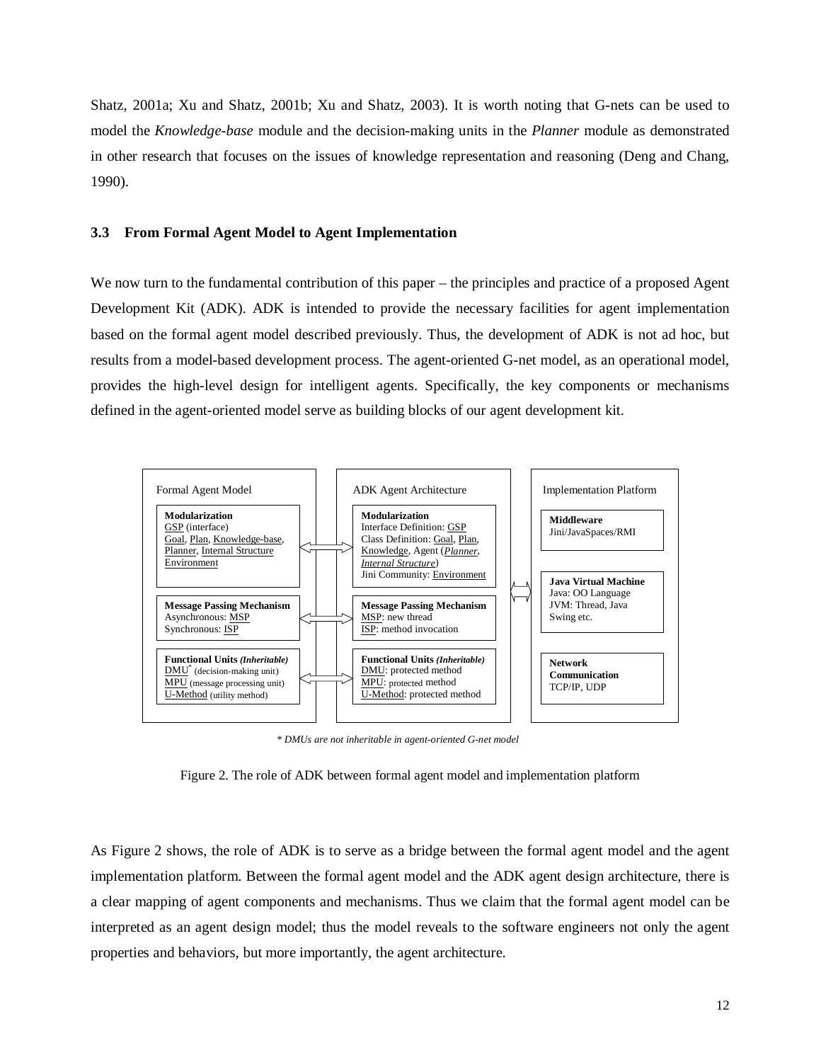Shatz, 2001a; Xu and Shatz, 2001b; Xu and Shatz, 2003). It is worth noting that G-nets can be used to model the *Knowledge-base* module and the decision-making units in the *Planner* module as demonstrated in other research that focuses on the issues of knowledge representation and reasoning (Deng and Chang, 1990).

### 3.3 From Formal Agent Model to Agent Implementation

We now turn to the fundamental contribution of this paper – the principles and practice of a proposed Agent Development Kit (ADK). ADK is intended to provide the necessary facilities for agent implementation based on the formal agent model described previously. Thus, the development of ADK is not ad hoc, but results from a model-based development process. The agent-oriented G-net model, as an operational model, provides the high-level design for intelligent agents. Specifically, the key components or mechanisms defined in the agent-oriented model serve as building blocks of our agent development kit.

| Formal Agent Model | ADK Agent Architecture | Implementation Platform |
|---|---|---|
| **Modularization**<br>GSP (interface)<br>Goal, Plan, Knowledge-base, Planner, Internal Structure<br>Environment | **Modularization**<br>Interface Definition: GSP<br>Class Definition: Goal, Plan, Knowledge, Agent (*Planner*, *Internal Structure*)<br>Jini Community: Environment | **Middleware**<br>Jini/JavaSpaces/RMI |
| **Message Passing Mechanism**<br>Asynchronous: MSP<br>Synchronous: ISP | **Message Passing Mechanism**<br>MSP: new thread<br>ISP: method invocation | **Java Virtual Machine**<br>Java: OO Language<br>JVM: Thread, Java Swing etc. |
| **Functional Units** ***(Inheritable)***<br>DMU* (decision-making unit)<br>MPU (message processing unit)<br>U-Method (utility method) | **Functional Units** ***(Inheritable)***<br>DMU: protected method<br>MPU: protected method<br>U-Method: protected method | **Network Communication**<br>TCP/IP, UDP |

*\* DMUs are not inheritable in agent-oriented G-net model*

Figure 2. The role of ADK between formal agent model and implementation platform

As Figure 2 shows, the role of ADK is to serve as a bridge between the formal agent model and the agent implementation platform. Between the formal agent model and the ADK agent design architecture, there is a clear mapping of agent components and mechanisms. Thus we claim that the formal agent model can be interpreted as an agent design model; thus the model reveals to the software engineers not only the agent properties and behaviors, but more importantly, the agent architecture.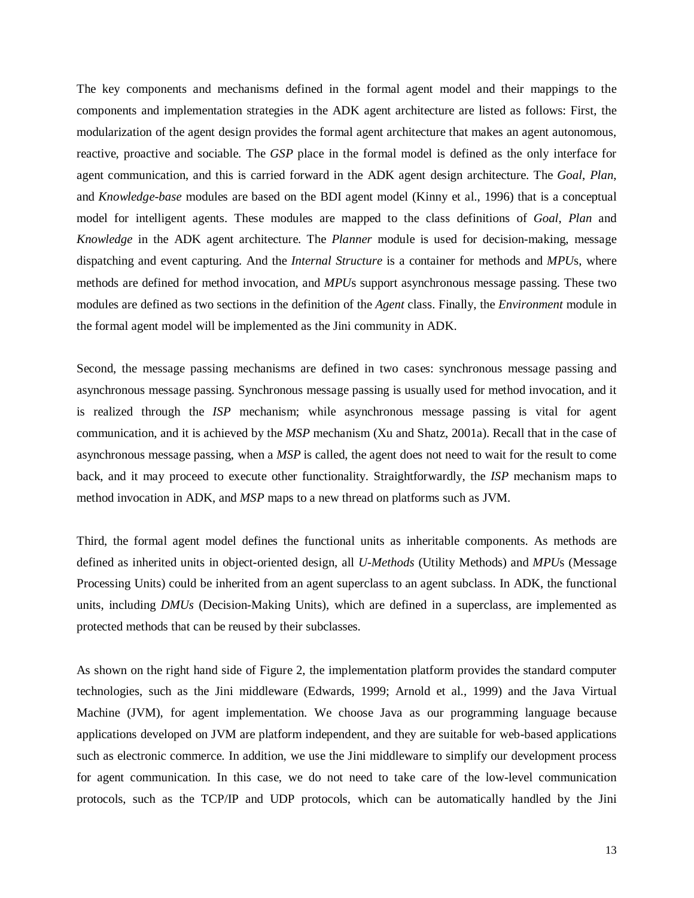The key components and mechanisms defined in the formal agent model and their mappings to the components and implementation strategies in the ADK agent architecture are listed as follows: First, the modularization of the agent design provides the formal agent architecture that makes an agent autonomous, reactive, proactive and sociable. The *GSP* place in the formal model is defined as the only interface for agent communication, and this is carried forward in the ADK agent design architecture. The *Goal*, *Plan*, and *Knowledge-base* modules are based on the BDI agent model (Kinny et al., 1996) that is a conceptual model for intelligent agents. These modules are mapped to the class definitions of *Goal*, *Plan* and *Knowledge* in the ADK agent architecture. The *Planner* module is used for decision-making, message dispatching and event capturing. And the *Internal Structure* is a container for methods and *MPU*s, where methods are defined for method invocation, and *MPU*s support asynchronous message passing. These two modules are defined as two sections in the definition of the *Agent* class. Finally, the *Environment* module in the formal agent model will be implemented as the Jini community in ADK.

Second, the message passing mechanisms are defined in two cases: synchronous message passing and asynchronous message passing. Synchronous message passing is usually used for method invocation, and it is realized through the *ISP* mechanism; while asynchronous message passing is vital for agent communication, and it is achieved by the *MSP* mechanism (Xu and Shatz, 2001a). Recall that in the case of asynchronous message passing, when a *MSP* is called, the agent does not need to wait for the result to come back, and it may proceed to execute other functionality. Straightforwardly, the *ISP* mechanism maps to method invocation in ADK, and *MSP* maps to a new thread on platforms such as JVM.

Third, the formal agent model defines the functional units as inheritable components. As methods are defined as inherited units in object-oriented design, all *U-Methods* (Utility Methods) and *MPU*s (Message Processing Units) could be inherited from an agent superclass to an agent subclass. In ADK, the functional units, including *DMUs* (Decision-Making Units), which are defined in a superclass, are implemented as protected methods that can be reused by their subclasses.

As shown on the right hand side of Figure 2, the implementation platform provides the standard computer technologies, such as the Jini middleware (Edwards, 1999; Arnold et al., 1999) and the Java Virtual Machine (JVM), for agent implementation. We choose Java as our programming language because applications developed on JVM are platform independent, and they are suitable for web-based applications such as electronic commerce. In addition, we use the Jini middleware to simplify our development process for agent communication. In this case, we do not need to take care of the low-level communication protocols, such as the TCP/IP and UDP protocols, which can be automatically handled by the Jini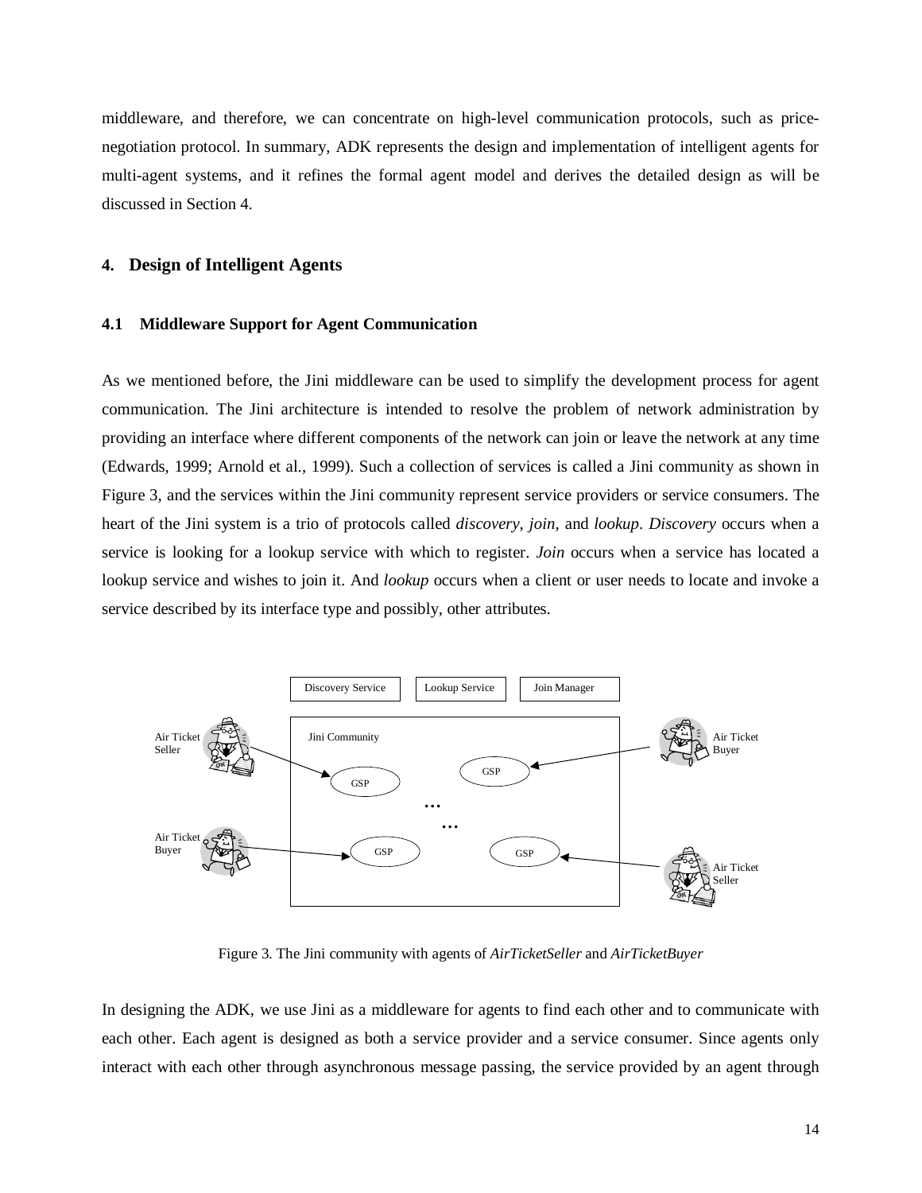middleware, and therefore, we can concentrate on high-level communication protocols, such as price-negotiation protocol. In summary, ADK represents the design and implementation of intelligent agents for multi-agent systems, and it refines the formal agent model and derives the detailed design as will be discussed in Section 4.

## 4. Design of Intelligent Agents

### 4.1 Middleware Support for Agent Communication

As we mentioned before, the Jini middleware can be used to simplify the development process for agent communication. The Jini architecture is intended to resolve the problem of network administration by providing an interface where different components of the network can join or leave the network at any time (Edwards, 1999; Arnold et al., 1999). Such a collection of services is called a Jini community as shown in Figure 3, and the services within the Jini community represent service providers or service consumers. The heart of the Jini system is a trio of protocols called *discovery*, *join*, and *lookup*. *Discovery* occurs when a service is looking for a lookup service with which to register. *Join* occurs when a service has located a lookup service and wishes to join it. And *lookup* occurs when a client or user needs to locate and invoke a service described by its interface type and possibly, other attributes.

Figure 3. The Jini community with agents of *AirTicketSeller* and *AirTicketBuyer*

In designing the ADK, we use Jini as a middleware for agents to find each other and to communicate with each other. Each agent is designed as both a service provider and a service consumer. Since agents only interact with each other through asynchronous message passing, the service provided by an agent through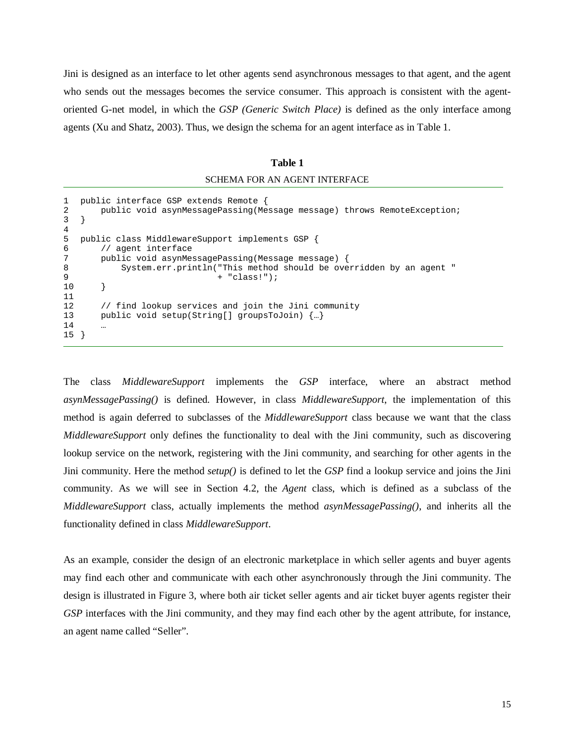Jini is designed as an interface to let other agents send asynchronous messages to that agent, and the agent who sends out the messages becomes the service consumer. This approach is consistent with the agent-oriented G-net model, in which the *GSP (Generic Switch Place)* is defined as the only interface among agents (Xu and Shatz, 2003). Thus, we design the schema for an agent interface as in Table 1.

**Table 1**

SCHEMA FOR AN AGENT INTERFACE

```
1  public interface GSP extends Remote {
2      public void asynMessagePassing(Message message) throws RemoteException;
3  }
4
5  public class MiddlewareSupport implements GSP {
6      // agent interface
7      public void asynMessagePassing(Message message) {
8          System.err.println("This method should be overridden by an agent "
9                             + "class!");
10     }
11
12     // find lookup services and join the Jini community
13     public void setup(String[] groupsToJoin) {…}
14     …
15 }
```

The class *MiddlewareSupport* implements the *GSP* interface, where an abstract method *asynMessagePassing()* is defined. However, in class *MiddlewareSupport*, the implementation of this method is again deferred to subclasses of the *MiddlewareSupport* class because we want that the class *MiddlewareSupport* only defines the functionality to deal with the Jini community, such as discovering lookup service on the network, registering with the Jini community, and searching for other agents in the Jini community. Here the method *setup()* is defined to let the *GSP* find a lookup service and joins the Jini community. As we will see in Section 4.2, the *Agent* class, which is defined as a subclass of the *MiddlewareSupport* class, actually implements the method *asynMessagePassing()*, and inherits all the functionality defined in class *MiddlewareSupport*.

As an example, consider the design of an electronic marketplace in which seller agents and buyer agents may find each other and communicate with each other asynchronously through the Jini community. The design is illustrated in Figure 3, where both air ticket seller agents and air ticket buyer agents register their *GSP* interfaces with the Jini community, and they may find each other by the agent attribute, for instance, an agent name called "Seller".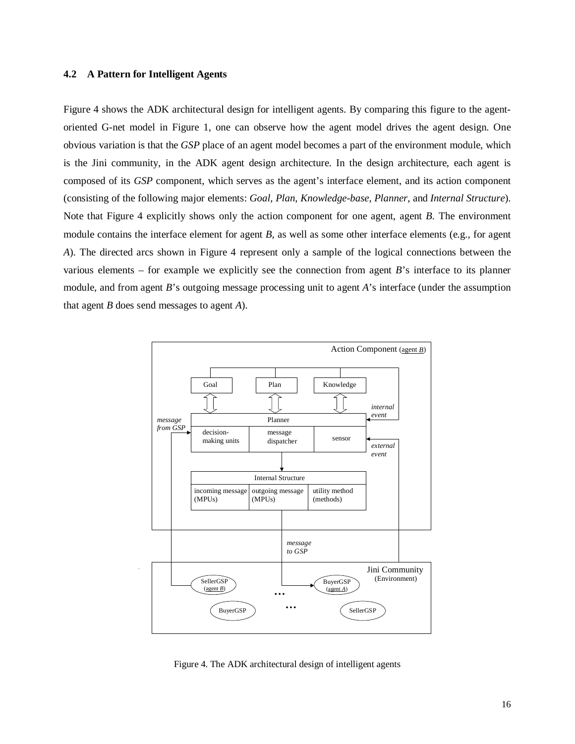### 4.2 A Pattern for Intelligent Agents

Figure 4 shows the ADK architectural design for intelligent agents. By comparing this figure to the agent-oriented G-net model in Figure 1, one can observe how the agent model drives the agent design. One obvious variation is that the *GSP* place of an agent model becomes a part of the environment module, which is the Jini community, in the ADK agent design architecture. In the design architecture, each agent is composed of its *GSP* component, which serves as the agent's interface element, and its action component (consisting of the following major elements: *Goal*, *Plan*, *Knowledge-base*, *Planner*, and *Internal Structure*). Note that Figure 4 explicitly shows only the action component for one agent, agent *B*. The environment module contains the interface element for agent *B*, as well as some other interface elements (e.g., for agent *A*). The directed arcs shown in Figure 4 represent only a sample of the logical connections between the various elements – for example we explicitly see the connection from agent *B*'s interface to its planner module, and from agent *B*'s outgoing message processing unit to agent *A*'s interface (under the assumption that agent *B* does send messages to agent *A*).

Figure 4. The ADK architectural design of intelligent agents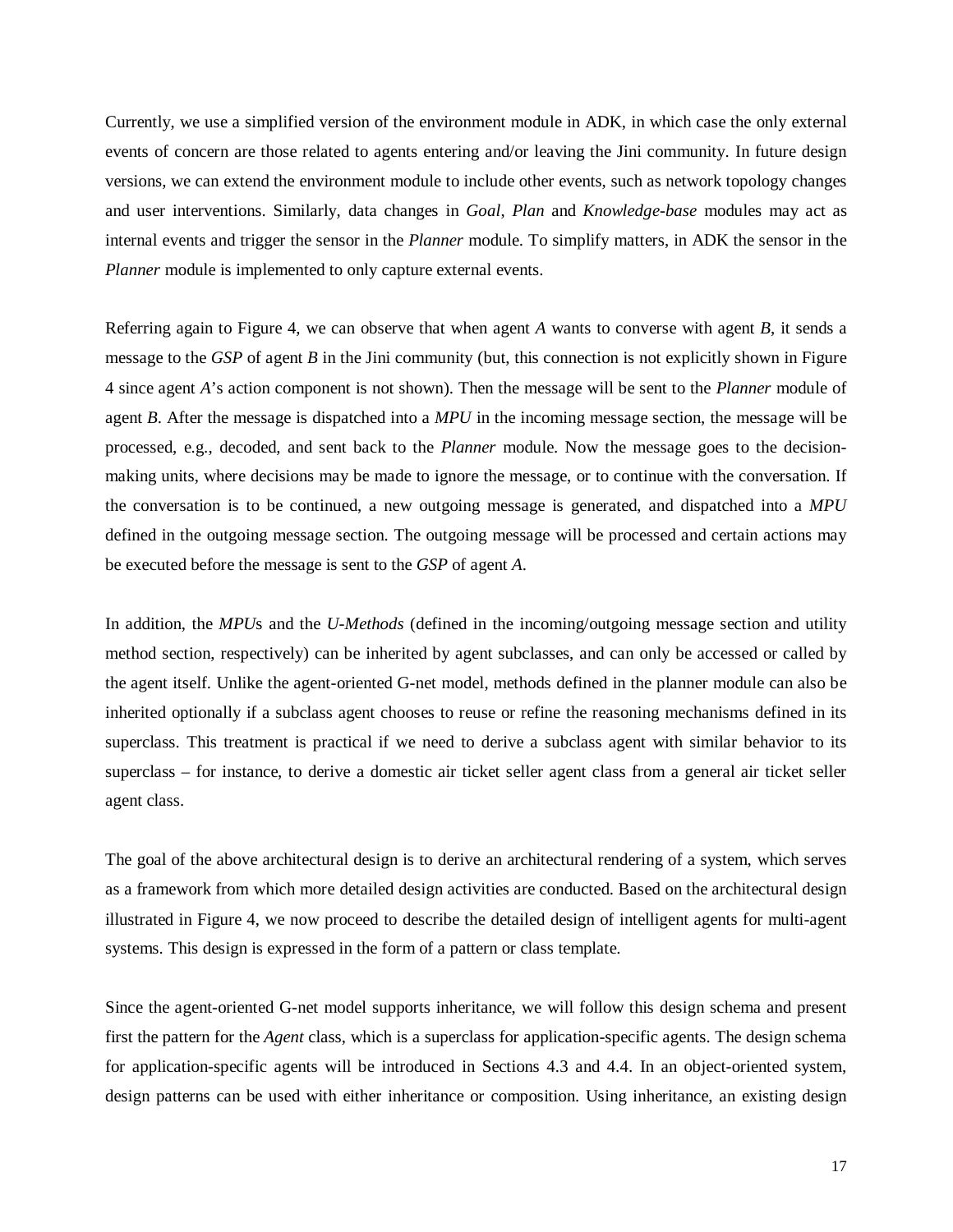Currently, we use a simplified version of the environment module in ADK, in which case the only external events of concern are those related to agents entering and/or leaving the Jini community. In future design versions, we can extend the environment module to include other events, such as network topology changes and user interventions. Similarly, data changes in *Goal*, *Plan* and *Knowledge-base* modules may act as internal events and trigger the sensor in the *Planner* module. To simplify matters, in ADK the sensor in the *Planner* module is implemented to only capture external events.

Referring again to Figure 4, we can observe that when agent *A* wants to converse with agent *B*, it sends a message to the *GSP* of agent *B* in the Jini community (but, this connection is not explicitly shown in Figure 4 since agent *A*'s action component is not shown). Then the message will be sent to the *Planner* module of agent *B*. After the message is dispatched into a *MPU* in the incoming message section, the message will be processed, e.g., decoded, and sent back to the *Planner* module. Now the message goes to the decision-making units, where decisions may be made to ignore the message, or to continue with the conversation. If the conversation is to be continued, a new outgoing message is generated, and dispatched into a *MPU* defined in the outgoing message section. The outgoing message will be processed and certain actions may be executed before the message is sent to the *GSP* of agent *A*.

In addition, the *MPU*s and the *U-Methods* (defined in the incoming/outgoing message section and utility method section, respectively) can be inherited by agent subclasses, and can only be accessed or called by the agent itself. Unlike the agent-oriented G-net model, methods defined in the planner module can also be inherited optionally if a subclass agent chooses to reuse or refine the reasoning mechanisms defined in its superclass. This treatment is practical if we need to derive a subclass agent with similar behavior to its superclass – for instance, to derive a domestic air ticket seller agent class from a general air ticket seller agent class.

The goal of the above architectural design is to derive an architectural rendering of a system, which serves as a framework from which more detailed design activities are conducted. Based on the architectural design illustrated in Figure 4, we now proceed to describe the detailed design of intelligent agents for multi-agent systems. This design is expressed in the form of a pattern or class template.

Since the agent-oriented G-net model supports inheritance, we will follow this design schema and present first the pattern for the *Agent* class, which is a superclass for application-specific agents. The design schema for application-specific agents will be introduced in Sections 4.3 and 4.4. In an object-oriented system, design patterns can be used with either inheritance or composition. Using inheritance, an existing design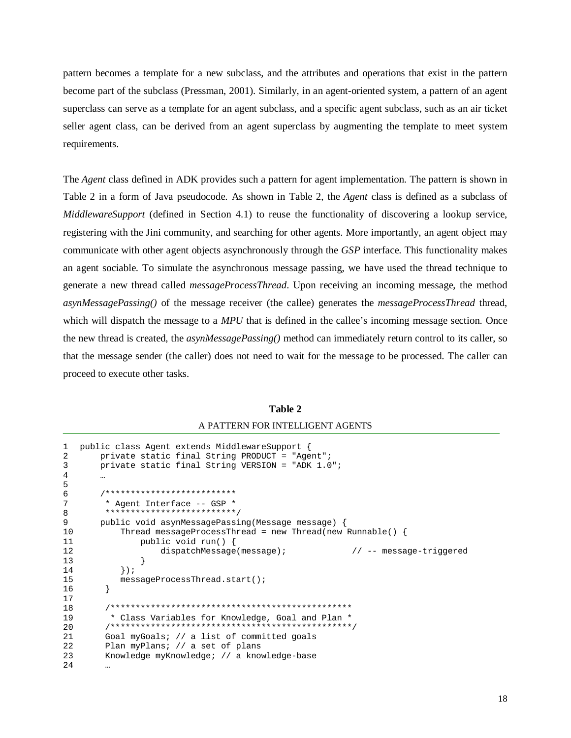pattern becomes a template for a new subclass, and the attributes and operations that exist in the pattern become part of the subclass (Pressman, 2001). Similarly, in an agent-oriented system, a pattern of an agent superclass can serve as a template for an agent subclass, and a specific agent subclass, such as an air ticket seller agent class, can be derived from an agent superclass by augmenting the template to meet system requirements.

The *Agent* class defined in ADK provides such a pattern for agent implementation. The pattern is shown in Table 2 in a form of Java pseudocode. As shown in Table 2, the *Agent* class is defined as a subclass of *MiddlewareSupport* (defined in Section 4.1) to reuse the functionality of discovering a lookup service, registering with the Jini community, and searching for other agents. More importantly, an agent object may communicate with other agent objects asynchronously through the *GSP* interface. This functionality makes an agent sociable. To simulate the asynchronous message passing, we have used the thread technique to generate a new thread called *messageProcessThread*. Upon receiving an incoming message, the method *asynMessagePassing()* of the message receiver (the callee) generates the *messageProcessThread* thread, which will dispatch the message to a *MPU* that is defined in the callee's incoming message section. Once the new thread is created, the *asynMessagePassing()* method can immediately return control to its caller, so that the message sender (the caller) does not need to wait for the message to be processed. The caller can proceed to execute other tasks.

**Table 2**

A PATTERN FOR INTELLIGENT AGENTS

```
1   public class Agent extends MiddlewareSupport {
2       private static final String PRODUCT = "Agent";
3       private static final String VERSION = "ADK 1.0";
4       …
5
6       /**************************
7        * Agent Interface -- GSP *
8        **************************/
9       public void asynMessagePassing(Message message) {
10          Thread messageProcessThread = new Thread(new Runnable() {
11              public void run() {
12                  dispatchMessage(message);            // -- message-triggered
13              }
14          });
15          messageProcessThread.start();
16       }
17
18       /************************************************
19         * Class Variables for Knowledge, Goal and Plan *
20       ************************************************/
21       Goal myGoals; // a list of committed goals
22       Plan myPlans; // a set of plans
23       Knowledge myKnowledge; // a knowledge-base
24       …
```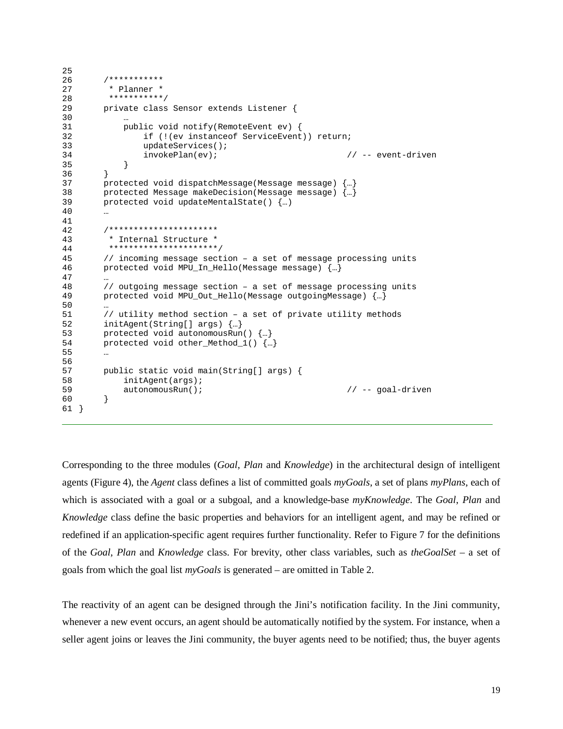```
25
26      /***********
27       * Planner *
28       ***********/
29      private class Sensor extends Listener {
30          …
31          public void notify(RemoteEvent ev) {
32              if (!(ev instanceof ServiceEvent)) return;
33              updateServices();
34              invokePlan(ev);                         // -- event-driven
35          }
36      }
37      protected void dispatchMessage(Message message) {…}
38      protected Message makeDecision(Message message) {…}
39      protected void updateMentalState() {…)
40      …
41
42      /**********************
43       * Internal Structure *
44       **********************/
45      // incoming message section – a set of message processing units
46      protected void MPU_In_Hello(Message message) {…}
47      …
48      // outgoing message section – a set of message processing units
49      protected void MPU_Out_Hello(Message outgoingMessage) {…}
50      …
51      // utility method section – a set of private utility methods
52      initAgent(String[] args) {…}
53      protected void autonomousRun() {…}
54      protected void other_Method_1() {…}
55      …
56
57      public static void main(String[] args) {
58          initAgent(args);
59          autonomousRun();                        // -- goal-driven
60      }
61 }
```

Corresponding to the three modules (*Goal*, *Plan* and *Knowledge*) in the architectural design of intelligent agents (Figure 4), the *Agent* class defines a list of committed goals *myGoals*, a set of plans *myPlans*, each of which is associated with a goal or a subgoal, and a knowledge-base *myKnowledge*. The *Goal*, *Plan* and *Knowledge* class define the basic properties and behaviors for an intelligent agent, and may be refined or redefined if an application-specific agent requires further functionality. Refer to Figure 7 for the definitions of the *Goal*, *Plan* and *Knowledge* class. For brevity, other class variables, such as *theGoalSet* – a set of goals from which the goal list *myGoals* is generated – are omitted in Table 2.

The reactivity of an agent can be designed through the Jini's notification facility. In the Jini community, whenever a new event occurs, an agent should be automatically notified by the system. For instance, when a seller agent joins or leaves the Jini community, the buyer agents need to be notified; thus, the buyer agents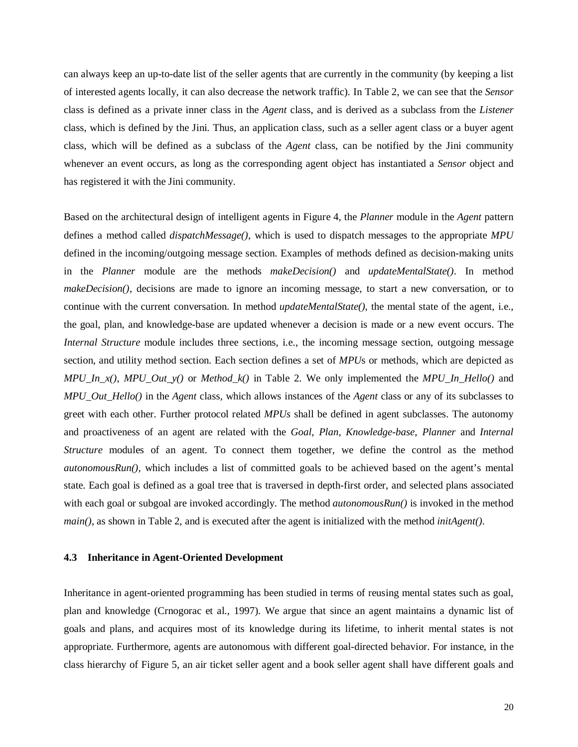can always keep an up-to-date list of the seller agents that are currently in the community (by keeping a list of interested agents locally, it can also decrease the network traffic). In Table 2, we can see that the *Sensor* class is defined as a private inner class in the *Agent* class, and is derived as a subclass from the *Listener* class, which is defined by the Jini. Thus, an application class, such as a seller agent class or a buyer agent class, which will be defined as a subclass of the *Agent* class, can be notified by the Jini community whenever an event occurs, as long as the corresponding agent object has instantiated a *Sensor* object and has registered it with the Jini community.

Based on the architectural design of intelligent agents in Figure 4, the *Planner* module in the *Agent* pattern defines a method called *dispatchMessage()*, which is used to dispatch messages to the appropriate *MPU* defined in the incoming/outgoing message section. Examples of methods defined as decision-making units in the *Planner* module are the methods *makeDecision()* and *updateMentalState()*. In method *makeDecision()*, decisions are made to ignore an incoming message, to start a new conversation, or to continue with the current conversation. In method *updateMentalState()*, the mental state of the agent, i.e., the goal, plan, and knowledge-base are updated whenever a decision is made or a new event occurs. The *Internal Structure* module includes three sections, i.e., the incoming message section, outgoing message section, and utility method section. Each section defines a set of *MPU*s or methods, which are depicted as *MPU_In_x()*, *MPU_Out_y()* or *Method_k()* in Table 2. We only implemented the *MPU_In_Hello()* and *MPU_Out_Hello()* in the *Agent* class, which allows instances of the *Agent* class or any of its subclasses to greet with each other. Further protocol related *MPUs* shall be defined in agent subclasses. The autonomy and proactiveness of an agent are related with the *Goal*, *Plan*, *Knowledge-base*, *Planner* and *Internal Structure* modules of an agent. To connect them together, we define the control as the method *autonomousRun()*, which includes a list of committed goals to be achieved based on the agent's mental state. Each goal is defined as a goal tree that is traversed in depth-first order, and selected plans associated with each goal or subgoal are invoked accordingly. The method *autonomousRun()* is invoked in the method *main()*, as shown in Table 2, and is executed after the agent is initialized with the method *initAgent()*.

### 4.3 Inheritance in Agent-Oriented Development

Inheritance in agent-oriented programming has been studied in terms of reusing mental states such as goal, plan and knowledge (Crnogorac et al., 1997). We argue that since an agent maintains a dynamic list of goals and plans, and acquires most of its knowledge during its lifetime, to inherit mental states is not appropriate. Furthermore, agents are autonomous with different goal-directed behavior. For instance, in the class hierarchy of Figure 5, an air ticket seller agent and a book seller agent shall have different goals and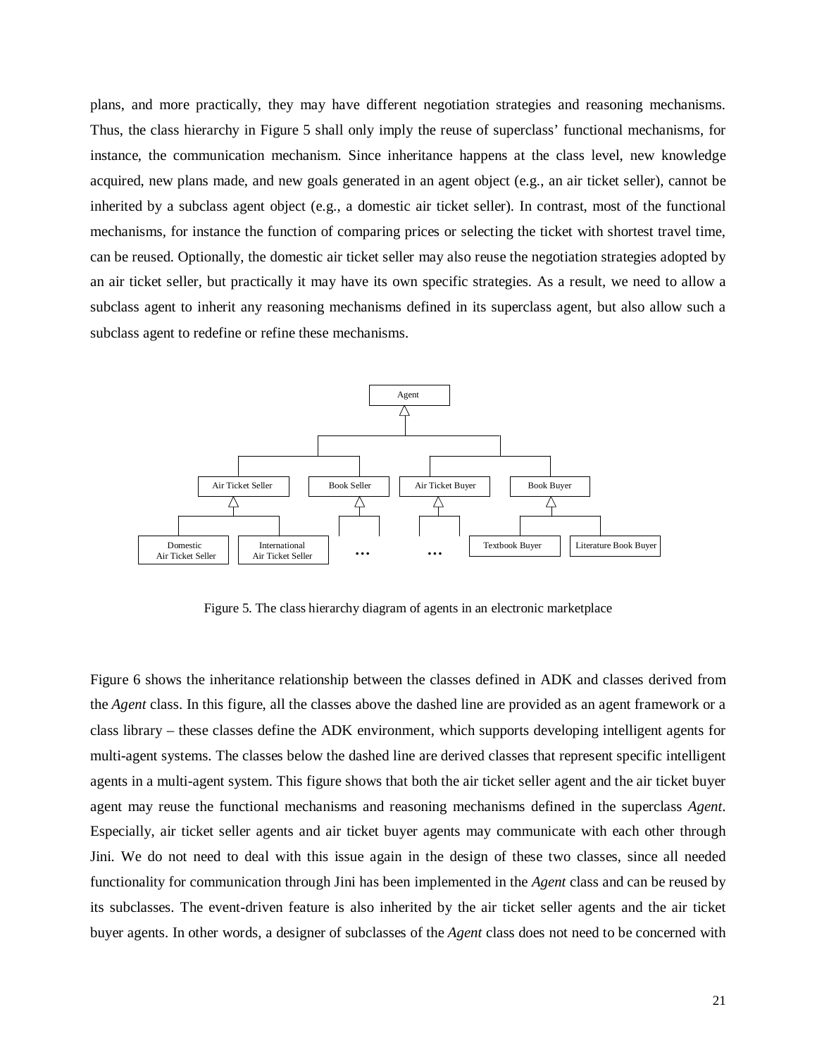plans, and more practically, they may have different negotiation strategies and reasoning mechanisms. Thus, the class hierarchy in Figure 5 shall only imply the reuse of superclass' functional mechanisms, for instance, the communication mechanism. Since inheritance happens at the class level, new knowledge acquired, new plans made, and new goals generated in an agent object (e.g., an air ticket seller), cannot be inherited by a subclass agent object (e.g., a domestic air ticket seller). In contrast, most of the functional mechanisms, for instance the function of comparing prices or selecting the ticket with shortest travel time, can be reused. Optionally, the domestic air ticket seller may also reuse the negotiation strategies adopted by an air ticket seller, but practically it may have its own specific strategies. As a result, we need to allow a subclass agent to inherit any reasoning mechanisms defined in its superclass agent, but also allow such a subclass agent to redefine or refine these mechanisms.

Figure 5. The class hierarchy diagram of agents in an electronic marketplace

Figure 6 shows the inheritance relationship between the classes defined in ADK and classes derived from the *Agent* class. In this figure, all the classes above the dashed line are provided as an agent framework or a class library – these classes define the ADK environment, which supports developing intelligent agents for multi-agent systems. The classes below the dashed line are derived classes that represent specific intelligent agents in a multi-agent system. This figure shows that both the air ticket seller agent and the air ticket buyer agent may reuse the functional mechanisms and reasoning mechanisms defined in the superclass *Agent*. Especially, air ticket seller agents and air ticket buyer agents may communicate with each other through Jini. We do not need to deal with this issue again in the design of these two classes, since all needed functionality for communication through Jini has been implemented in the *Agent* class and can be reused by its subclasses. The event-driven feature is also inherited by the air ticket seller agents and the air ticket buyer agents. In other words, a designer of subclasses of the *Agent* class does not need to be concerned with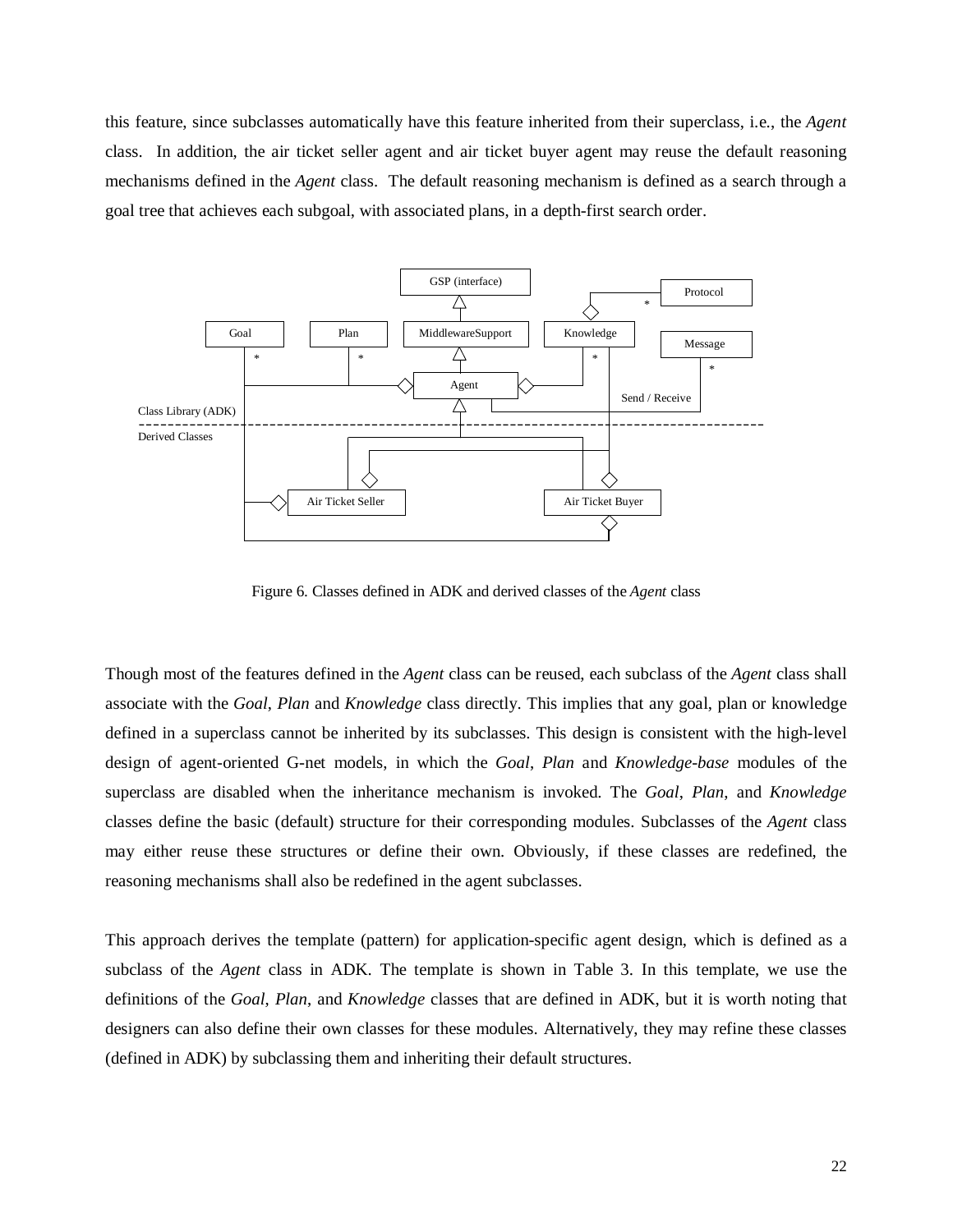this feature, since subclasses automatically have this feature inherited from their superclass, i.e., the *Agent* class. In addition, the air ticket seller agent and air ticket buyer agent may reuse the default reasoning mechanisms defined in the *Agent* class. The default reasoning mechanism is defined as a search through a goal tree that achieves each subgoal, with associated plans, in a depth-first search order.

Figure 6. Classes defined in ADK and derived classes of the *Agent* class

Though most of the features defined in the *Agent* class can be reused, each subclass of the *Agent* class shall associate with the *Goal*, *Plan* and *Knowledge* class directly. This implies that any goal, plan or knowledge defined in a superclass cannot be inherited by its subclasses. This design is consistent with the high-level design of agent-oriented G-net models, in which the *Goal*, *Plan* and *Knowledge-base* modules of the superclass are disabled when the inheritance mechanism is invoked. The *Goal*, *Plan*, and *Knowledge* classes define the basic (default) structure for their corresponding modules. Subclasses of the *Agent* class may either reuse these structures or define their own. Obviously, if these classes are redefined, the reasoning mechanisms shall also be redefined in the agent subclasses.

This approach derives the template (pattern) for application-specific agent design, which is defined as a subclass of the *Agent* class in ADK. The template is shown in Table 3. In this template, we use the definitions of the *Goal*, *Plan*, and *Knowledge* classes that are defined in ADK, but it is worth noting that designers can also define their own classes for these modules. Alternatively, they may refine these classes (defined in ADK) by subclassing them and inheriting their default structures.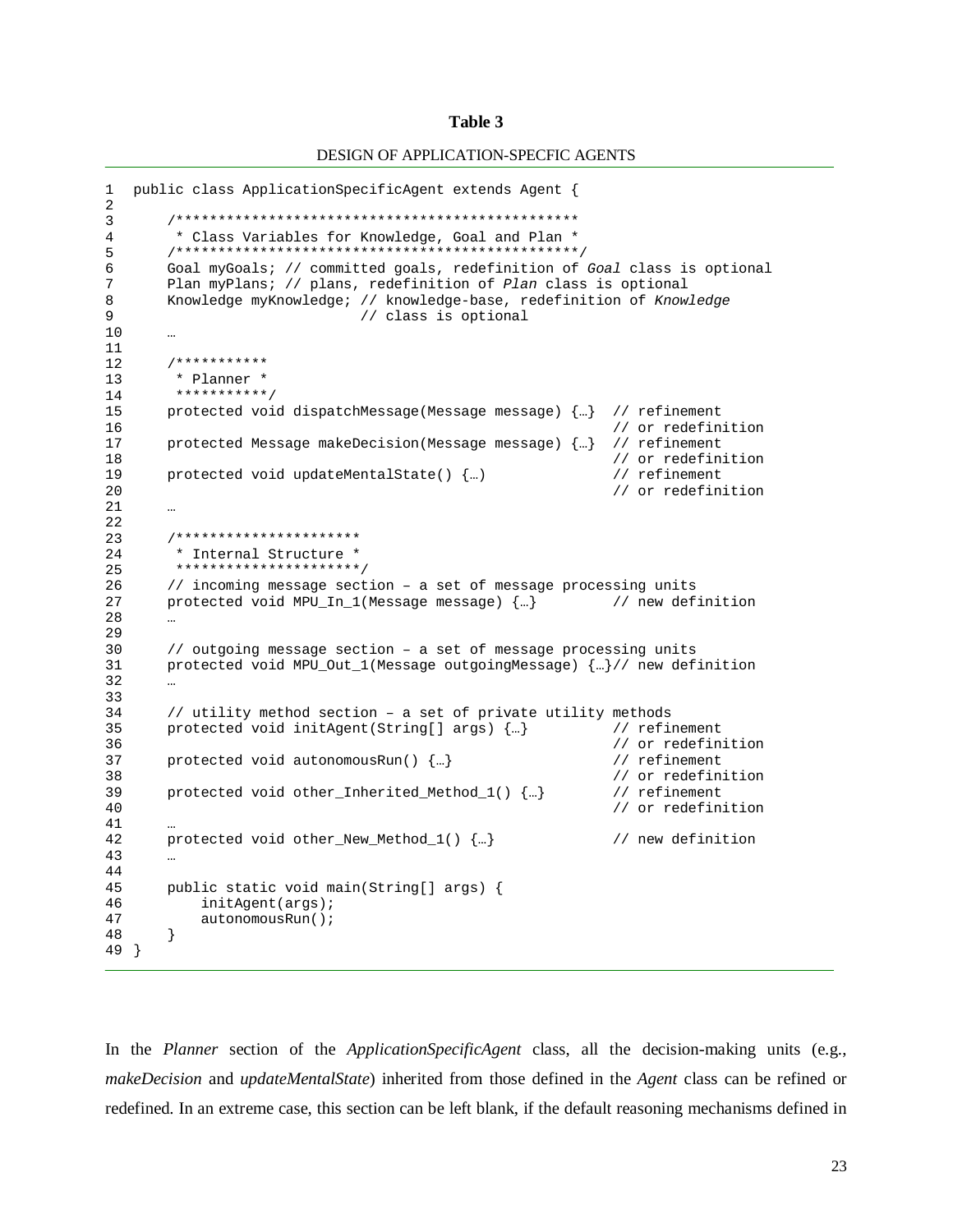**Table 3**

DESIGN OF APPLICATION-SPECFIC AGENTS

```
1  public class ApplicationSpecificAgent extends Agent {
2
3      /************************************************
4       * Class Variables for Knowledge, Goal and Plan *
5      /************************************************/
6      Goal myGoals; // committed goals, redefinition of Goal class is optional
7      Plan myPlans; // plans, redefinition of Plan class is optional
8      Knowledge myKnowledge; // knowledge-base, redefinition of Knowledge
9                             // class is optional
10     …
11
12     /***********
13      * Planner *
14      ***********/
15     protected void dispatchMessage(Message message) {…}  // refinement
16                                                          // or redefinition
17     protected Message makeDecision(Message message) {…}  // refinement
18                                                          // or redefinition
19     protected void updateMentalState() {…)               // refinement
20                                                          // or redefinition
21     …
22
23     /**********************
24      * Internal Structure *
25      **********************/
26     // incoming message section – a set of message processing units
27     protected void MPU_In_1(Message message) {…}         // new definition
28     …
29
30     // outgoing message section – a set of message processing units
31     protected void MPU_Out_1(Message outgoingMessage) {…}// new definition
32     …
33
34     // utility method section – a set of private utility methods
35     protected void initAgent(String[] args) {…}          // refinement
36                                                          // or redefinition
37     protected void autonomousRun() {…}                   // refinement
38                                                          // or redefinition
39     protected void other_Inherited_Method_1() {…}        // refinement
40                                                          // or redefinition
41     …
42     protected void other_New_Method_1() {…}              // new definition
43     …
44
45     public static void main(String[] args) {
46         initAgent(args);
47         autonomousRun();
48     }
49 }
```

In the *Planner* section of the *ApplicationSpecificAgent* class, all the decision-making units (e.g., *makeDecision* and *updateMentalState*) inherited from those defined in the *Agent* class can be refined or redefined. In an extreme case, this section can be left blank, if the default reasoning mechanisms defined in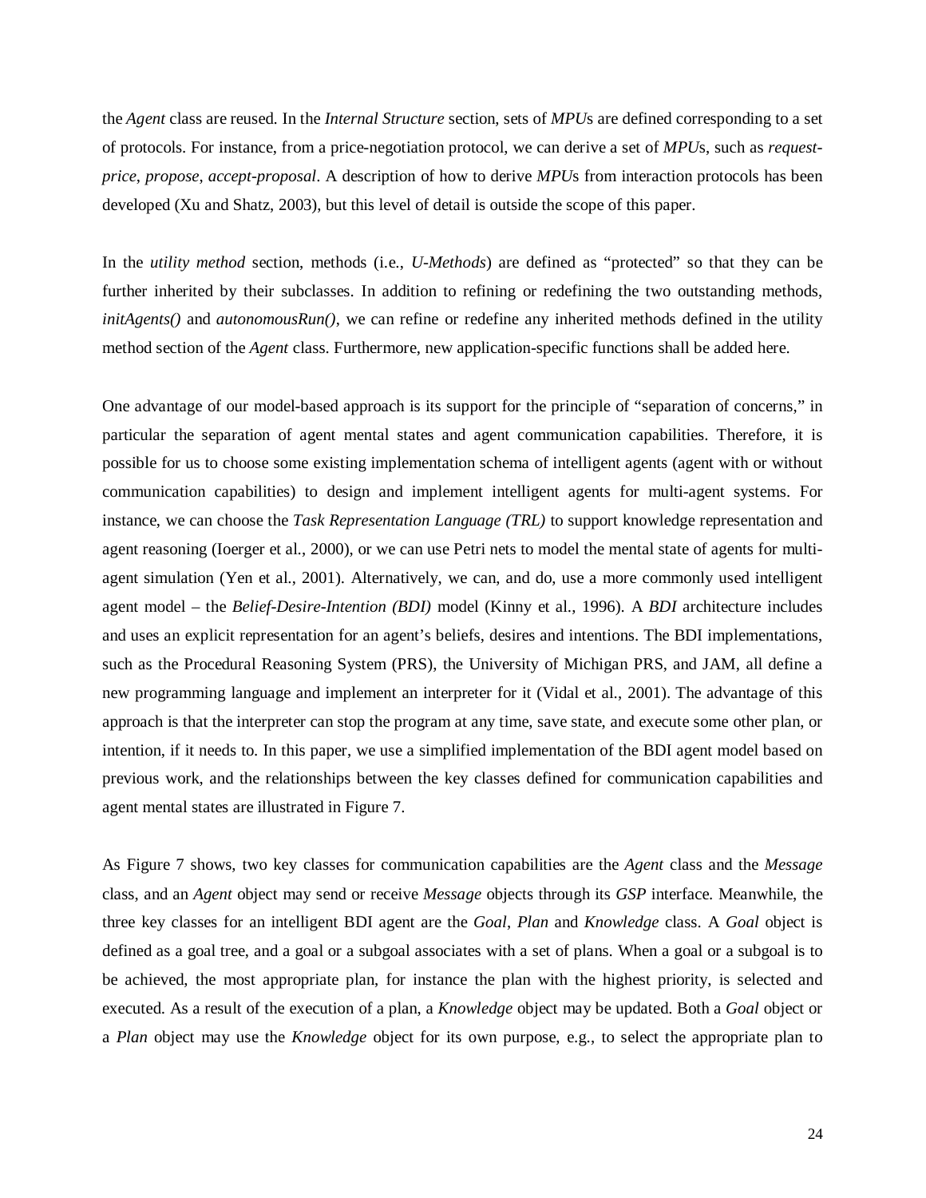the *Agent* class are reused. In the *Internal Structure* section, sets of *MPU*s are defined corresponding to a set of protocols. For instance, from a price-negotiation protocol, we can derive a set of *MPU*s, such as *request-price*, *propose*, *accept-proposal*. A description of how to derive *MPU*s from interaction protocols has been developed (Xu and Shatz, 2003), but this level of detail is outside the scope of this paper.

In the *utility method* section, methods (i.e., *U-Methods*) are defined as "protected" so that they can be further inherited by their subclasses. In addition to refining or redefining the two outstanding methods, *initAgents()* and *autonomousRun()*, we can refine or redefine any inherited methods defined in the utility method section of the *Agent* class. Furthermore, new application-specific functions shall be added here.

One advantage of our model-based approach is its support for the principle of "separation of concerns," in particular the separation of agent mental states and agent communication capabilities. Therefore, it is possible for us to choose some existing implementation schema of intelligent agents (agent with or without communication capabilities) to design and implement intelligent agents for multi-agent systems. For instance, we can choose the *Task Representation Language (TRL)* to support knowledge representation and agent reasoning (Ioerger et al., 2000), or we can use Petri nets to model the mental state of agents for multi-agent simulation (Yen et al., 2001). Alternatively, we can, and do, use a more commonly used intelligent agent model – the *Belief-Desire-Intention (BDI)* model (Kinny et al., 1996). A *BDI* architecture includes and uses an explicit representation for an agent's beliefs, desires and intentions. The BDI implementations, such as the Procedural Reasoning System (PRS), the University of Michigan PRS, and JAM, all define a new programming language and implement an interpreter for it (Vidal et al., 2001). The advantage of this approach is that the interpreter can stop the program at any time, save state, and execute some other plan, or intention, if it needs to. In this paper, we use a simplified implementation of the BDI agent model based on previous work, and the relationships between the key classes defined for communication capabilities and agent mental states are illustrated in Figure 7.

As Figure 7 shows, two key classes for communication capabilities are the *Agent* class and the *Message* class, and an *Agent* object may send or receive *Message* objects through its *GSP* interface. Meanwhile, the three key classes for an intelligent BDI agent are the *Goal*, *Plan* and *Knowledge* class. A *Goal* object is defined as a goal tree, and a goal or a subgoal associates with a set of plans. When a goal or a subgoal is to be achieved, the most appropriate plan, for instance the plan with the highest priority, is selected and executed. As a result of the execution of a plan, a *Knowledge* object may be updated. Both a *Goal* object or a *Plan* object may use the *Knowledge* object for its own purpose, e.g., to select the appropriate plan to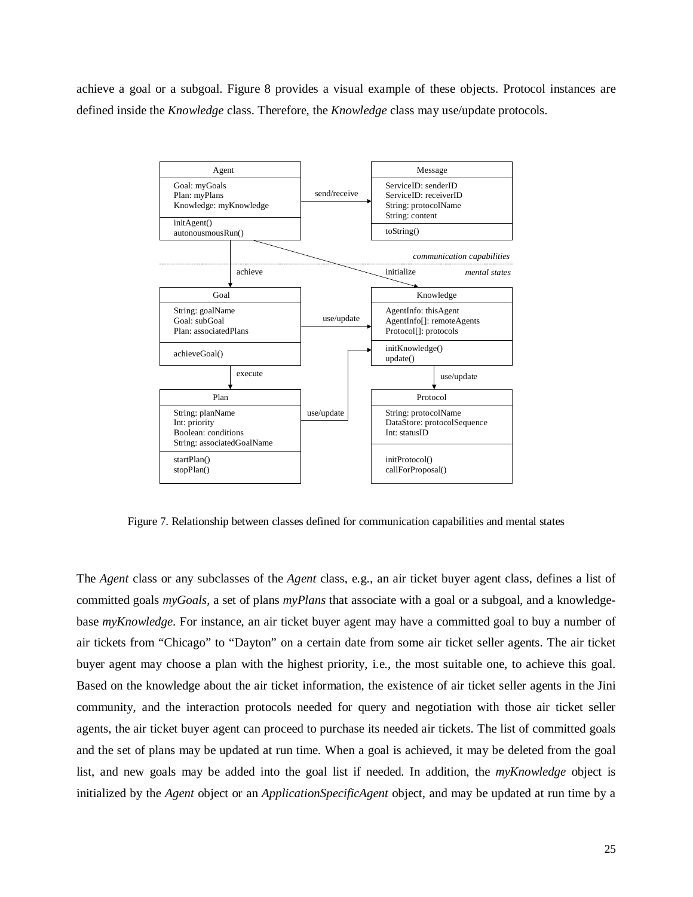achieve a goal or a subgoal. Figure 8 provides a visual example of these objects. Protocol instances are defined inside the *Knowledge* class. Therefore, the *Knowledge* class may use/update protocols.

Figure 7. Relationship between classes defined for communication capabilities and mental states

The *Agent* class or any subclasses of the *Agent* class, e.g., an air ticket buyer agent class, defines a list of committed goals *myGoals*, a set of plans *myPlans* that associate with a goal or a subgoal, and a knowledge-base *myKnowledge*. For instance, an air ticket buyer agent may have a committed goal to buy a number of air tickets from "Chicago" to "Dayton" on a certain date from some air ticket seller agents. The air ticket buyer agent may choose a plan with the highest priority, i.e., the most suitable one, to achieve this goal. Based on the knowledge about the air ticket information, the existence of air ticket seller agents in the Jini community, and the interaction protocols needed for query and negotiation with those air ticket seller agents, the air ticket buyer agent can proceed to purchase its needed air tickets. The list of committed goals and the set of plans may be updated at run time. When a goal is achieved, it may be deleted from the goal list, and new goals may be added into the goal list if needed. In addition, the *myKnowledge* object is initialized by the *Agent* object or an *ApplicationSpecificAgent* object, and may be updated at run time by a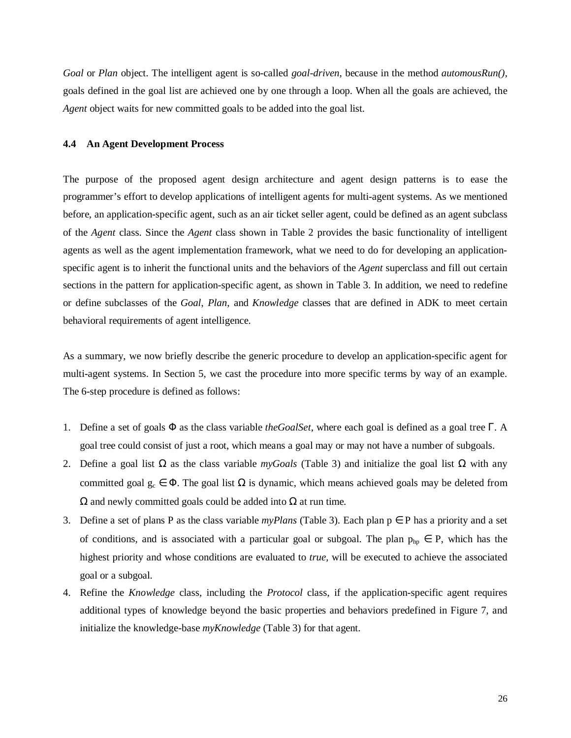*Goal* or *Plan* object. The intelligent agent is so-called *goal-driven*, because in the method *automousRun()*, goals defined in the goal list are achieved one by one through a loop. When all the goals are achieved, the *Agent* object waits for new committed goals to be added into the goal list.

### 4.4 An Agent Development Process

The purpose of the proposed agent design architecture and agent design patterns is to ease the programmer's effort to develop applications of intelligent agents for multi-agent systems. As we mentioned before, an application-specific agent, such as an air ticket seller agent, could be defined as an agent subclass of the *Agent* class. Since the *Agent* class shown in Table 2 provides the basic functionality of intelligent agents as well as the agent implementation framework, what we need to do for developing an application-specific agent is to inherit the functional units and the behaviors of the *Agent* superclass and fill out certain sections in the pattern for application-specific agent, as shown in Table 3. In addition, we need to redefine or define subclasses of the *Goal*, *Plan*, and *Knowledge* classes that are defined in ADK to meet certain behavioral requirements of agent intelligence.

As a summary, we now briefly describe the generic procedure to develop an application-specific agent for multi-agent systems. In Section 5, we cast the procedure into more specific terms by way of an example. The 6-step procedure is defined as follows:

1. Define a set of goals $\Phi$ as the class variable *theGoalSet*, where each goal is defined as a goal tree $\Gamma$. A goal tree could consist of just a root, which means a goal may or may not have a number of subgoals.
2. Define a goal list $\Omega$ as the class variable *myGoals* (Table 3) and initialize the goal list $\Omega$ with any committed goal $g_c \in \Phi$. The goal list $\Omega$ is dynamic, which means achieved goals may be deleted from $\Omega$ and newly committed goals could be added into $\Omega$ at run time.
3. Define a set of plans P as the class variable *myPlans* (Table 3). Each plan $p \in P$ has a priority and a set of conditions, and is associated with a particular goal or subgoal. The plan $p_{hp} \in P$, which has the highest priority and whose conditions are evaluated to *true*, will be executed to achieve the associated goal or a subgoal.
4. Refine the *Knowledge* class, including the *Protocol* class, if the application-specific agent requires additional types of knowledge beyond the basic properties and behaviors predefined in Figure 7, and initialize the knowledge-base *myKnowledge* (Table 3) for that agent.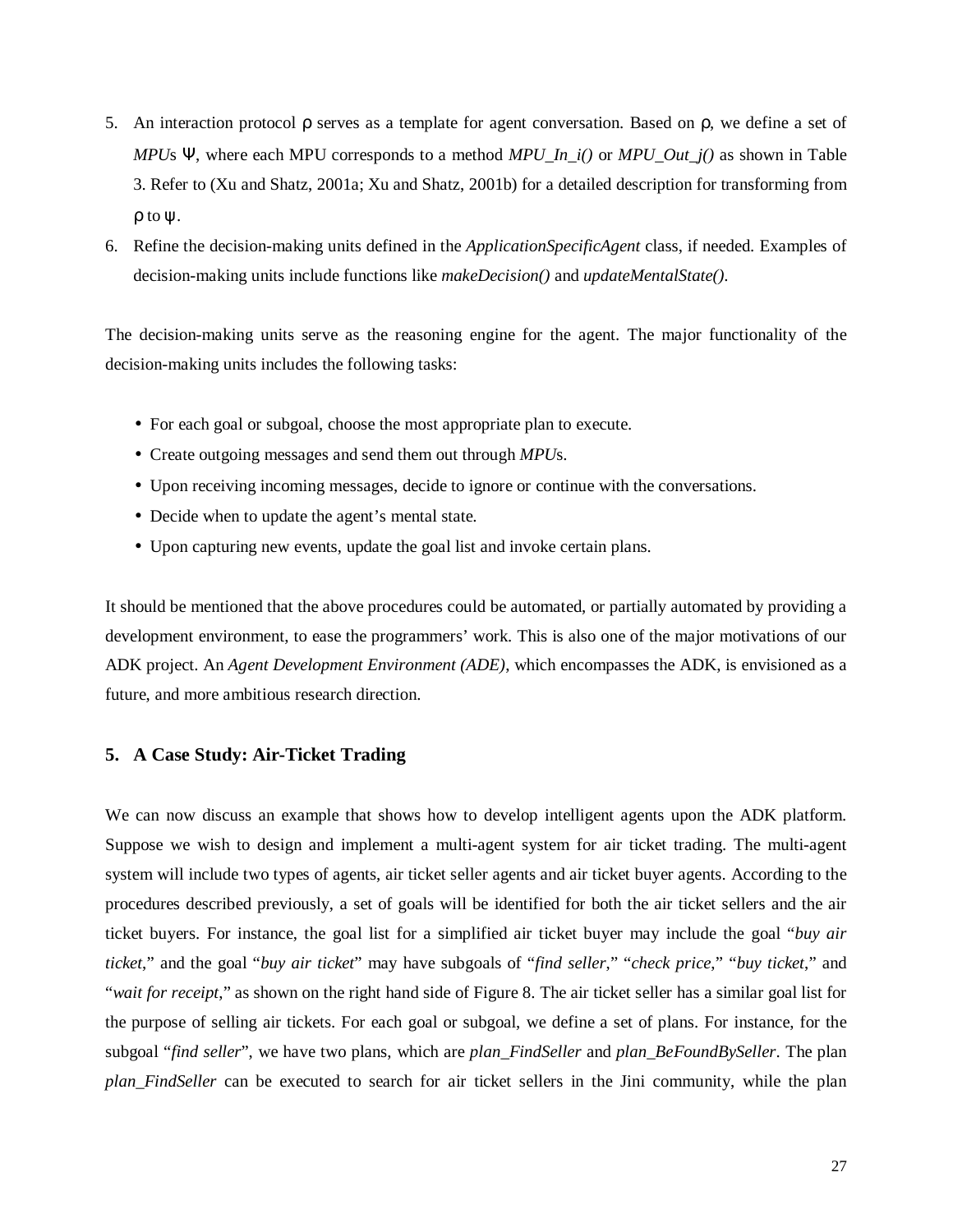5. An interaction protocol $\rho$ serves as a template for agent conversation. Based on $\rho$, we define a set of *MPU*s $\Psi$, where each MPU corresponds to a method *MPU_In_i()* or *MPU_Out_j()* as shown in Table 3. Refer to (Xu and Shatz, 2001a; Xu and Shatz, 2001b) for a detailed description for transforming from $\rho$ to $\psi$.
6. Refine the decision-making units defined in the *ApplicationSpecificAgent* class, if needed. Examples of decision-making units include functions like *makeDecision()* and *updateMentalState()*.

The decision-making units serve as the reasoning engine for the agent. The major functionality of the decision-making units includes the following tasks:

- For each goal or subgoal, choose the most appropriate plan to execute.
- Create outgoing messages and send them out through *MPU*s.
- Upon receiving incoming messages, decide to ignore or continue with the conversations.
- Decide when to update the agent's mental state.
- Upon capturing new events, update the goal list and invoke certain plans.

It should be mentioned that the above procedures could be automated, or partially automated by providing a development environment, to ease the programmers' work. This is also one of the major motivations of our ADK project. An *Agent Development Environment (ADE)*, which encompasses the ADK, is envisioned as a future, and more ambitious research direction.

## 5. A Case Study: Air-Ticket Trading

We can now discuss an example that shows how to develop intelligent agents upon the ADK platform. Suppose we wish to design and implement a multi-agent system for air ticket trading. The multi-agent system will include two types of agents, air ticket seller agents and air ticket buyer agents. According to the procedures described previously, a set of goals will be identified for both the air ticket sellers and the air ticket buyers. For instance, the goal list for a simplified air ticket buyer may include the goal "*buy air ticket*," and the goal "*buy air ticket*" may have subgoals of "*find seller*," "*check price*," "*buy ticket*," and "*wait for receipt*," as shown on the right hand side of Figure 8. The air ticket seller has a similar goal list for the purpose of selling air tickets. For each goal or subgoal, we define a set of plans. For instance, for the subgoal "*find seller*", we have two plans, which are *plan_FindSeller* and *plan_BeFoundBySeller*. The plan *plan_FindSeller* can be executed to search for air ticket sellers in the Jini community, while the plan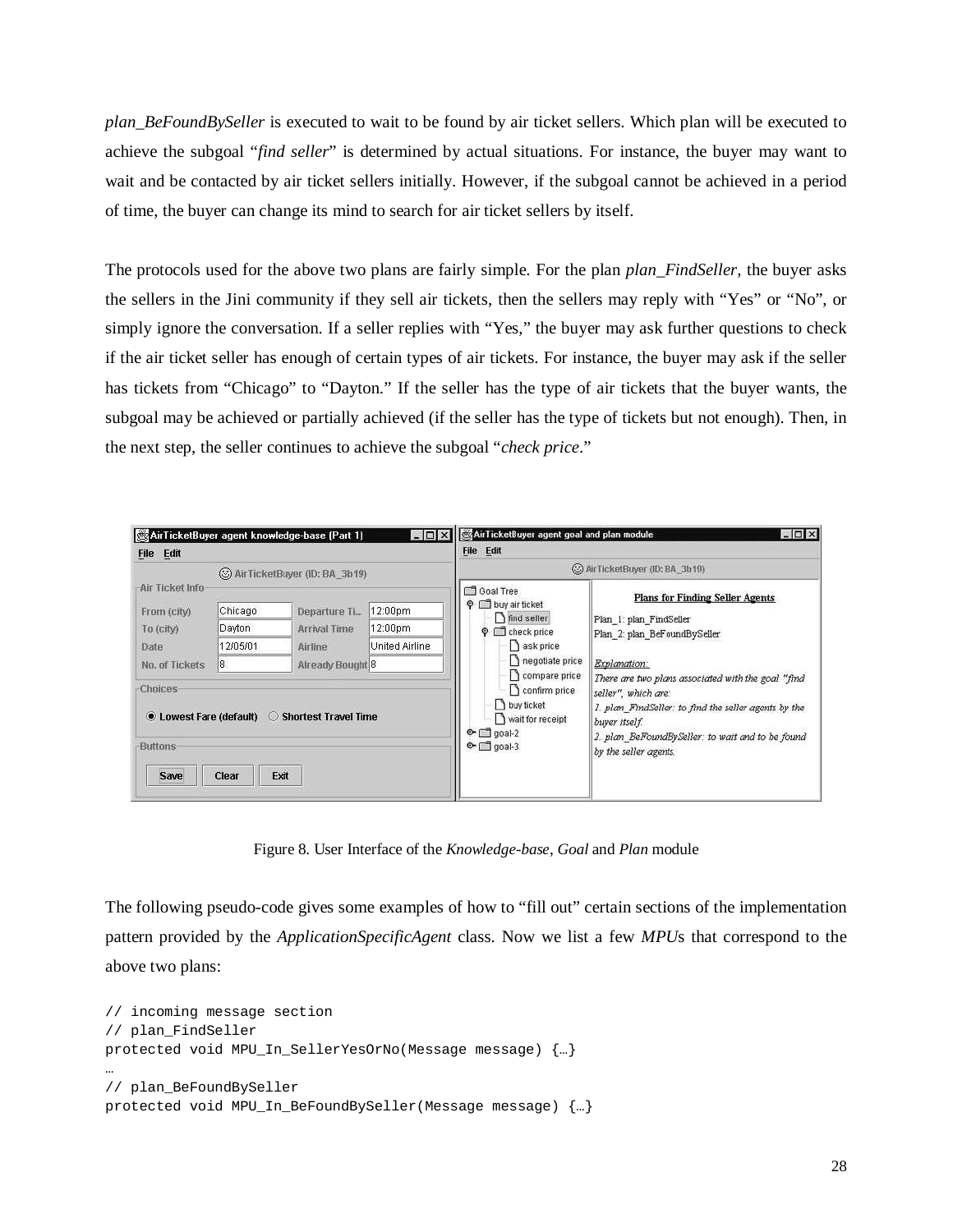*plan_BeFoundBySeller* is executed to wait to be found by air ticket sellers. Which plan will be executed to achieve the subgoal "*find seller*" is determined by actual situations. For instance, the buyer may want to wait and be contacted by air ticket sellers initially. However, if the subgoal cannot be achieved in a period of time, the buyer can change its mind to search for air ticket sellers by itself.

The protocols used for the above two plans are fairly simple. For the plan *plan_FindSeller*, the buyer asks the sellers in the Jini community if they sell air tickets, then the sellers may reply with "Yes" or "No", or simply ignore the conversation. If a seller replies with "Yes," the buyer may ask further questions to check if the air ticket seller has enough of certain types of air tickets. For instance, the buyer may ask if the seller has tickets from "Chicago" to "Dayton." If the seller has the type of air tickets that the buyer wants, the subgoal may be achieved or partially achieved (if the seller has the type of tickets but not enough). Then, in the next step, the seller continues to achieve the subgoal "*check price*."

Figure 8. User Interface of the *Knowledge-base*, *Goal* and *Plan* module

The following pseudo-code gives some examples of how to "fill out" certain sections of the implementation pattern provided by the *ApplicationSpecificAgent* class. Now we list a few *MPU*s that correspond to the above two plans:

```
// incoming message section
// plan_FindSeller
protected void MPU_In_SellerYesOrNo(Message message) {…}
…
// plan_BeFoundBySeller
protected void MPU_In_BeFoundBySeller(Message message) {…}
```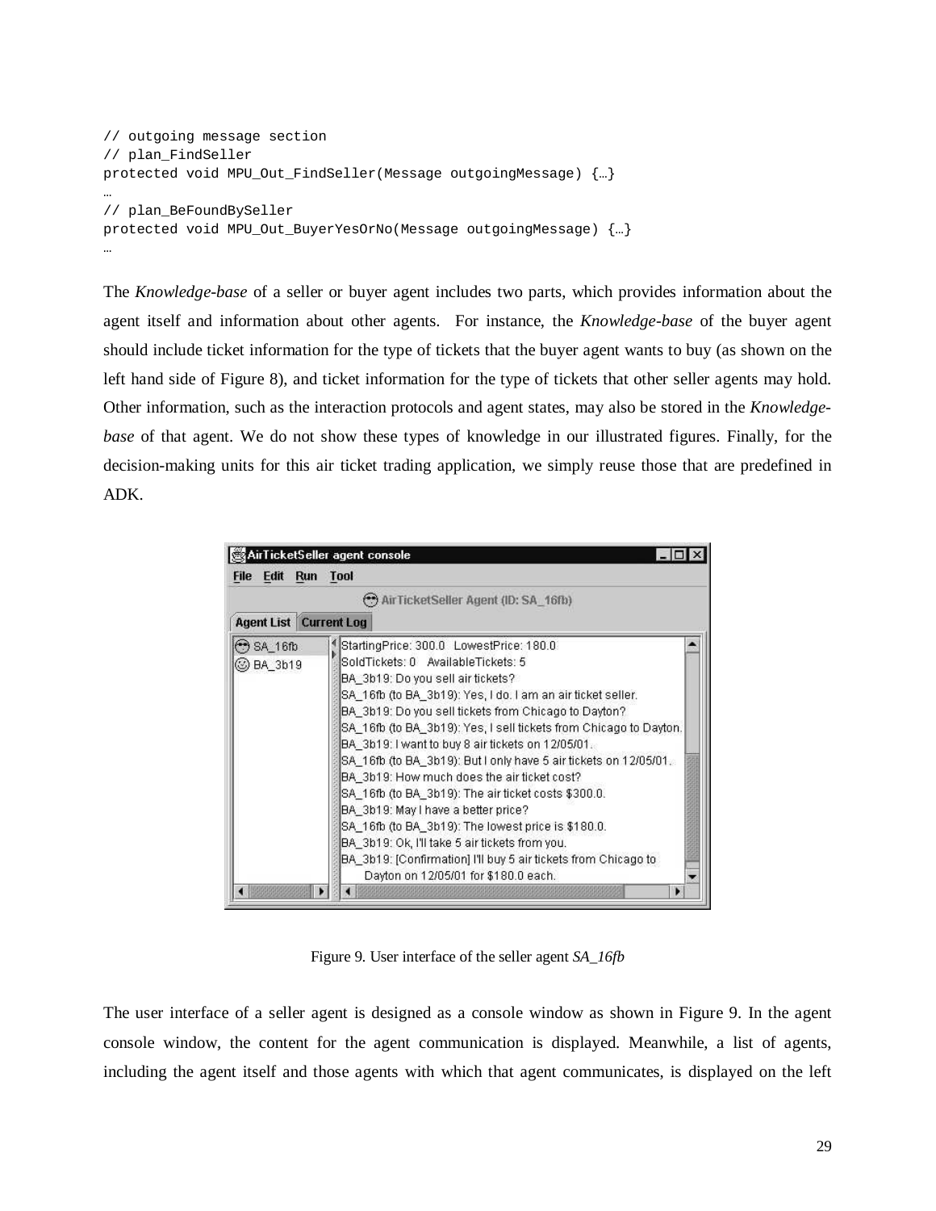```
// outgoing message section
// plan_FindSeller
protected void MPU_Out_FindSeller(Message outgoingMessage) {…}
…
// plan_BeFoundBySeller
protected void MPU_Out_BuyerYesOrNo(Message outgoingMessage) {…}
…
```

The *Knowledge-base* of a seller or buyer agent includes two parts, which provides information about the agent itself and information about other agents. For instance, the *Knowledge-base* of the buyer agent should include ticket information for the type of tickets that the buyer agent wants to buy (as shown on the left hand side of Figure 8), and ticket information for the type of tickets that other seller agents may hold. Other information, such as the interaction protocols and agent states, may also be stored in the *Knowledge-base* of that agent. We do not show these types of knowledge in our illustrated figures. Finally, for the decision-making units for this air ticket trading application, we simply reuse those that are predefined in ADK.

Figure 9. User interface of the seller agent *SA_16fb*

The user interface of a seller agent is designed as a console window as shown in Figure 9. In the agent console window, the content for the agent communication is displayed. Meanwhile, a list of agents, including the agent itself and those agents with which that agent communicates, is displayed on the left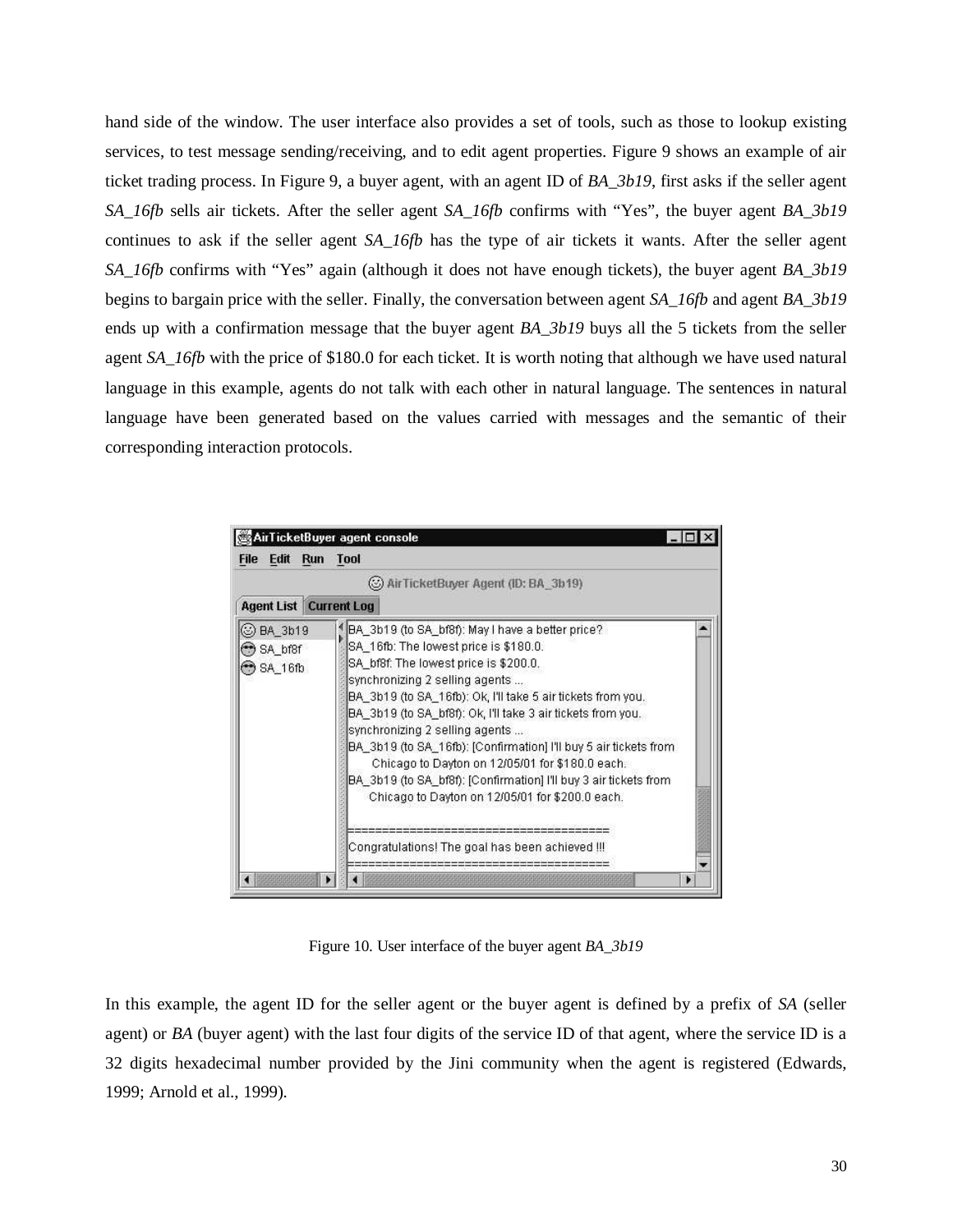hand side of the window. The user interface also provides a set of tools, such as those to lookup existing services, to test message sending/receiving, and to edit agent properties. Figure 9 shows an example of air ticket trading process. In Figure 9, a buyer agent, with an agent ID of *BA_3b19*, first asks if the seller agent *SA_16fb* sells air tickets. After the seller agent *SA_16fb* confirms with "Yes", the buyer agent *BA_3b19* continues to ask if the seller agent *SA_16fb* has the type of air tickets it wants. After the seller agent *SA_16fb* confirms with "Yes" again (although it does not have enough tickets), the buyer agent *BA_3b19* begins to bargain price with the seller. Finally, the conversation between agent *SA_16fb* and agent *BA_3b19* ends up with a confirmation message that the buyer agent *BA_3b19* buys all the 5 tickets from the seller agent *SA_16fb* with the price of $180.0 for each ticket. It is worth noting that although we have used natural language in this example, agents do not talk with each other in natural language. The sentences in natural language have been generated based on the values carried with messages and the semantic of their corresponding interaction protocols.

Figure 10. User interface of the buyer agent *BA_3b19*

In this example, the agent ID for the seller agent or the buyer agent is defined by a prefix of *SA* (seller agent) or *BA* (buyer agent) with the last four digits of the service ID of that agent, where the service ID is a 32 digits hexadecimal number provided by the Jini community when the agent is registered (Edwards, 1999; Arnold et al., 1999).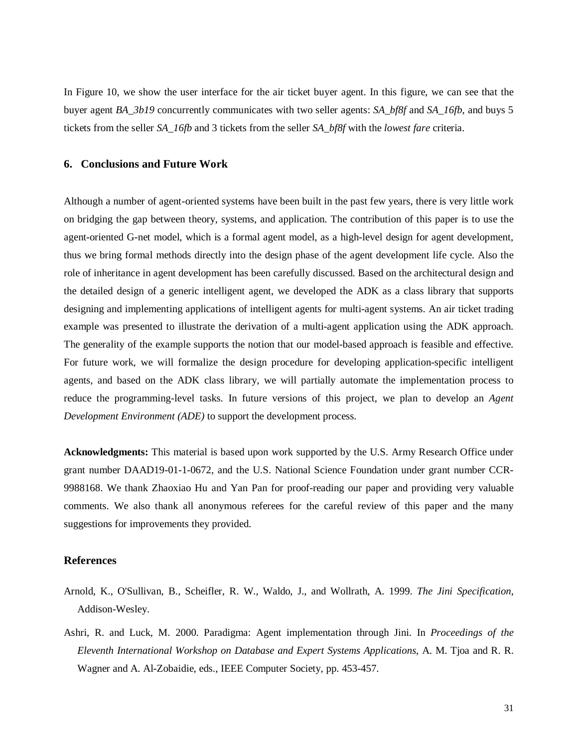In Figure 10, we show the user interface for the air ticket buyer agent. In this figure, we can see that the buyer agent *BA_3b19* concurrently communicates with two seller agents: *SA_bf8f* and *SA_16fb*, and buys 5 tickets from the seller *SA_16fb* and 3 tickets from the seller *SA_bf8f* with the *lowest fare* criteria.

## 6. Conclusions and Future Work

Although a number of agent-oriented systems have been built in the past few years, there is very little work on bridging the gap between theory, systems, and application. The contribution of this paper is to use the agent-oriented G-net model, which is a formal agent model, as a high-level design for agent development, thus we bring formal methods directly into the design phase of the agent development life cycle. Also the role of inheritance in agent development has been carefully discussed. Based on the architectural design and the detailed design of a generic intelligent agent, we developed the ADK as a class library that supports designing and implementing applications of intelligent agents for multi-agent systems. An air ticket trading example was presented to illustrate the derivation of a multi-agent application using the ADK approach. The generality of the example supports the notion that our model-based approach is feasible and effective. For future work, we will formalize the design procedure for developing application-specific intelligent agents, and based on the ADK class library, we will partially automate the implementation process to reduce the programming-level tasks. In future versions of this project, we plan to develop an *Agent Development Environment (ADE)* to support the development process.

**Acknowledgments:** This material is based upon work supported by the U.S. Army Research Office under grant number DAAD19-01-1-0672, and the U.S. National Science Foundation under grant number CCR-9988168. We thank Zhaoxiao Hu and Yan Pan for proof-reading our paper and providing very valuable comments. We also thank all anonymous referees for the careful review of this paper and the many suggestions for improvements they provided.

## References

Arnold, K., O'Sullivan, B., Scheifler, R. W., Waldo, J., and Wollrath, A. 1999. *The Jini Specification*, Addison-Wesley.

Ashri, R. and Luck, M. 2000. Paradigma: Agent implementation through Jini. In *Proceedings of the Eleventh International Workshop on Database and Expert Systems Applications*, A. M. Tjoa and R. R. Wagner and A. Al-Zobaidie, eds., IEEE Computer Society, pp. 453-457.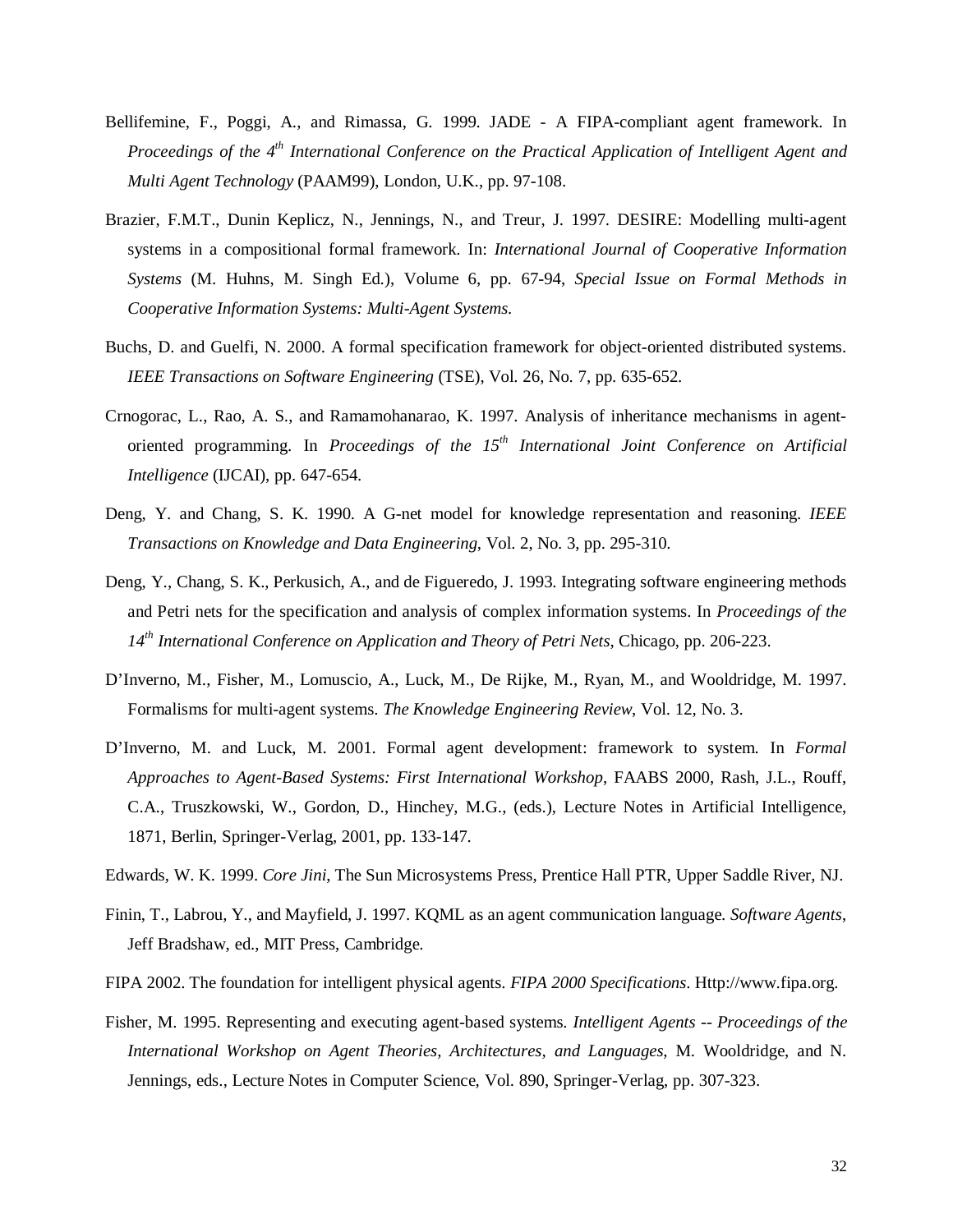Bellifemine, F., Poggi, A., and Rimassa, G. 1999. JADE - A FIPA-compliant agent framework. In *Proceedings of the 4th International Conference on the Practical Application of Intelligent Agent and Multi Agent Technology* (PAAM99), London, U.K., pp. 97-108.

Brazier, F.M.T., Dunin Keplicz, N., Jennings, N., and Treur, J. 1997. DESIRE: Modelling multi-agent systems in a compositional formal framework. In: *International Journal of Cooperative Information Systems* (M. Huhns, M. Singh Ed.), Volume 6, pp. 67-94, *Special Issue on Formal Methods in Cooperative Information Systems: Multi-Agent Systems.*

Buchs, D. and Guelfi, N. 2000. A formal specification framework for object-oriented distributed systems. *IEEE Transactions on Software Engineering* (TSE), Vol. 26, No. 7, pp. 635-652.

Crnogorac, L., Rao, A. S., and Ramamohanarao, K. 1997. Analysis of inheritance mechanisms in agent-oriented programming. In *Proceedings of the 15th International Joint Conference on Artificial Intelligence* (IJCAI), pp. 647-654.

Deng, Y. and Chang, S. K. 1990. A G-net model for knowledge representation and reasoning. *IEEE Transactions on Knowledge and Data Engineering*, Vol. 2, No. 3, pp. 295-310.

Deng, Y., Chang, S. K., Perkusich, A., and de Figueredo, J. 1993. Integrating software engineering methods and Petri nets for the specification and analysis of complex information systems. In *Proceedings of the 14th International Conference on Application and Theory of Petri Nets*, Chicago, pp. 206-223.

D'Inverno, M., Fisher, M., Lomuscio, A., Luck, M., De Rijke, M., Ryan, M., and Wooldridge, M. 1997. Formalisms for multi-agent systems. *The Knowledge Engineering Review*, Vol. 12, No. 3.

D'Inverno, M. and Luck, M. 2001. Formal agent development: framework to system. In *Formal Approaches to Agent-Based Systems: First International Workshop*, FAABS 2000, Rash, J.L., Rouff, C.A., Truszkowski, W., Gordon, D., Hinchey, M.G., (eds.), Lecture Notes in Artificial Intelligence, 1871, Berlin, Springer-Verlag, 2001, pp. 133-147.

Edwards, W. K. 1999. *Core Jini*, The Sun Microsystems Press, Prentice Hall PTR, Upper Saddle River, NJ.

Finin, T., Labrou, Y., and Mayfield, J. 1997. KQML as an agent communication language. *Software Agents*, Jeff Bradshaw, ed., MIT Press, Cambridge.

FIPA 2002. The foundation for intelligent physical agents. *FIPA 2000 Specifications*. Http://www.fipa.org.

Fisher, M. 1995. Representing and executing agent-based systems. *Intelligent Agents -- Proceedings of the International Workshop on Agent Theories, Architectures, and Languages*, M. Wooldridge, and N. Jennings, eds., Lecture Notes in Computer Science, Vol. 890, Springer-Verlag, pp. 307-323.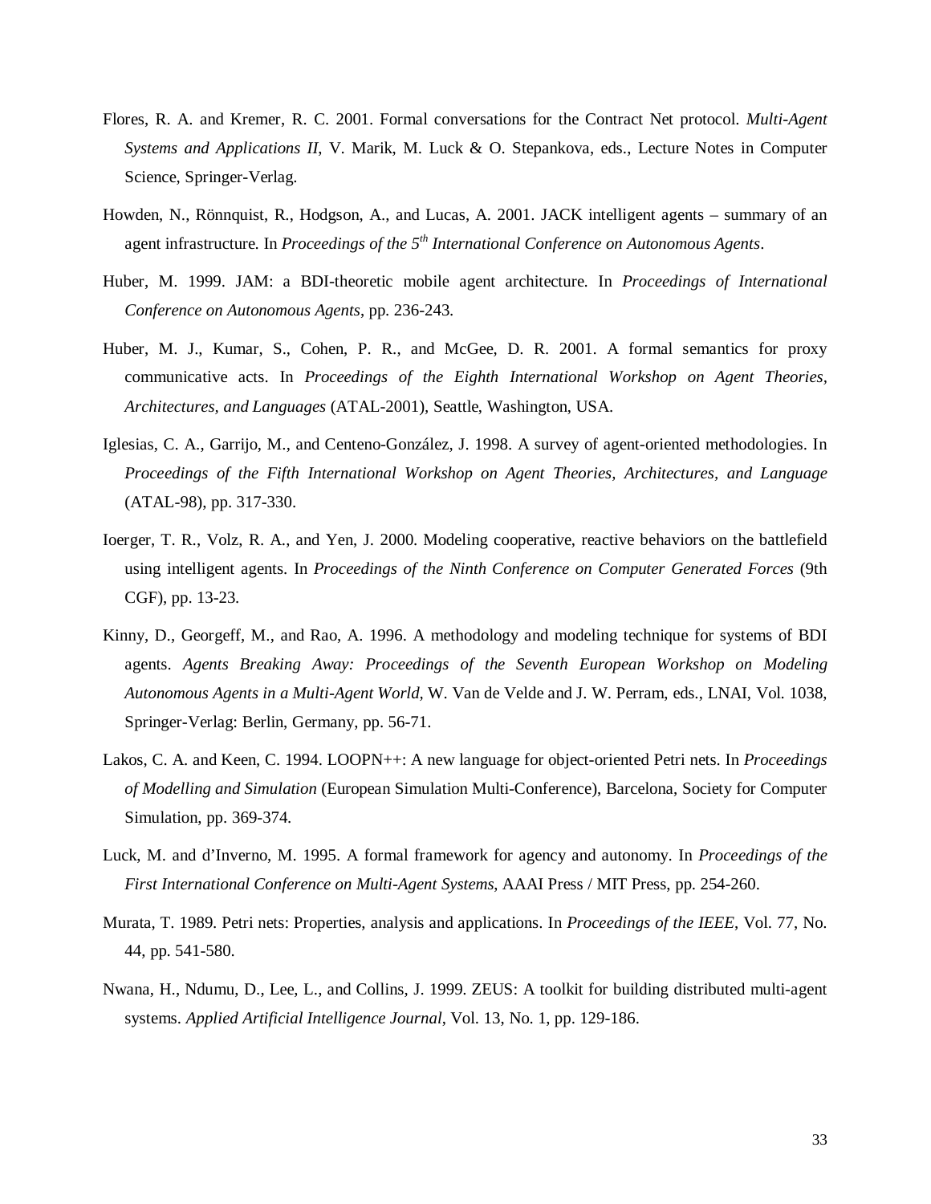Flores, R. A. and Kremer, R. C. 2001. Formal conversations for the Contract Net protocol. *Multi-Agent Systems and Applications II*, V. Marik, M. Luck & O. Stepankova, eds., Lecture Notes in Computer Science, Springer-Verlag.

Howden, N., Rönnquist, R., Hodgson, A., and Lucas, A. 2001. JACK intelligent agents – summary of an agent infrastructure. In *Proceedings of the 5th International Conference on Autonomous Agents*.

Huber, M. 1999. JAM: a BDI-theoretic mobile agent architecture. In *Proceedings of International Conference on Autonomous Agents*, pp. 236-243.

Huber, M. J., Kumar, S., Cohen, P. R., and McGee, D. R. 2001. A formal semantics for proxy communicative acts. In *Proceedings of the Eighth International Workshop on Agent Theories, Architectures, and Languages* (ATAL-2001), Seattle, Washington, USA.

Iglesias, C. A., Garrijo, M., and Centeno-González, J. 1998. A survey of agent-oriented methodologies. In *Proceedings of the Fifth International Workshop on Agent Theories, Architectures, and Language* (ATAL-98), pp. 317-330.

Ioerger, T. R., Volz, R. A., and Yen, J. 2000. Modeling cooperative, reactive behaviors on the battlefield using intelligent agents. In *Proceedings of the Ninth Conference on Computer Generated Forces* (9th CGF), pp. 13-23.

Kinny, D., Georgeff, M., and Rao, A. 1996. A methodology and modeling technique for systems of BDI agents. *Agents Breaking Away: Proceedings of the Seventh European Workshop on Modeling Autonomous Agents in a Multi-Agent World*, W. Van de Velde and J. W. Perram, eds., LNAI, Vol. 1038, Springer-Verlag: Berlin, Germany, pp. 56-71.

Lakos, C. A. and Keen, C. 1994. LOOPN++: A new language for object-oriented Petri nets. In *Proceedings of Modelling and Simulation* (European Simulation Multi-Conference), Barcelona, Society for Computer Simulation, pp. 369-374.

Luck, M. and d'Inverno, M. 1995. A formal framework for agency and autonomy. In *Proceedings of the First International Conference on Multi-Agent Systems*, AAAI Press / MIT Press, pp. 254-260.

Murata, T. 1989. Petri nets: Properties, analysis and applications. In *Proceedings of the IEEE*, Vol. 77, No. 44, pp. 541-580.

Nwana, H., Ndumu, D., Lee, L., and Collins, J. 1999. ZEUS: A toolkit for building distributed multi-agent systems. *Applied Artificial Intelligence Journal*, Vol. 13, No. 1, pp. 129-186.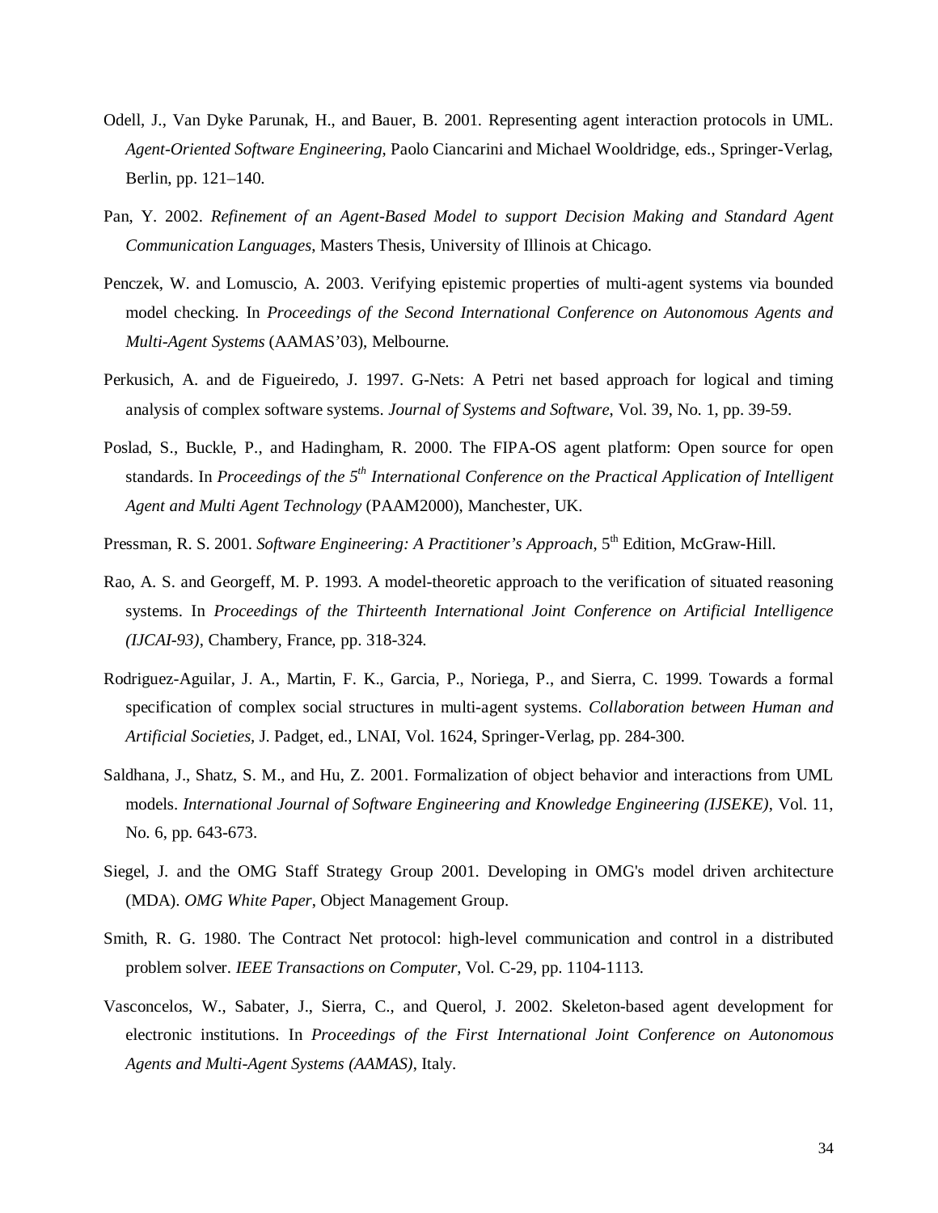Odell, J., Van Dyke Parunak, H., and Bauer, B. 2001. Representing agent interaction protocols in UML. *Agent-Oriented Software Engineering*, Paolo Ciancarini and Michael Wooldridge, eds., Springer-Verlag, Berlin, pp. 121–140.

Pan, Y. 2002. *Refinement of an Agent-Based Model to support Decision Making and Standard Agent Communication Languages*, Masters Thesis, University of Illinois at Chicago.

Penczek, W. and Lomuscio, A. 2003. Verifying epistemic properties of multi-agent systems via bounded model checking. In *Proceedings of the Second International Conference on Autonomous Agents and Multi-Agent Systems* (AAMAS'03), Melbourne.

Perkusich, A. and de Figueiredo, J. 1997. G-Nets: A Petri net based approach for logical and timing analysis of complex software systems. *Journal of Systems and Software*, Vol. 39, No. 1, pp. 39-59.

Poslad, S., Buckle, P., and Hadingham, R. 2000. The FIPA-OS agent platform: Open source for open standards. In *Proceedings of the 5th International Conference on the Practical Application of Intelligent Agent and Multi Agent Technology* (PAAM2000), Manchester, UK.

Pressman, R. S. 2001. *Software Engineering: A Practitioner's Approach*, 5th Edition, McGraw-Hill.

Rao, A. S. and Georgeff, M. P. 1993. A model-theoretic approach to the verification of situated reasoning systems. In *Proceedings of the Thirteenth International Joint Conference on Artificial Intelligence (IJCAI-93)*, Chambery, France, pp. 318-324.

Rodriguez-Aguilar, J. A., Martin, F. K., Garcia, P., Noriega, P., and Sierra, C. 1999. Towards a formal specification of complex social structures in multi-agent systems. *Collaboration between Human and Artificial Societies*, J. Padget, ed., LNAI, Vol. 1624, Springer-Verlag, pp. 284-300.

Saldhana, J., Shatz, S. M., and Hu, Z. 2001. Formalization of object behavior and interactions from UML models. *International Journal of Software Engineering and Knowledge Engineering (IJSEKE)*, Vol. 11, No. 6, pp. 643-673.

Siegel, J. and the OMG Staff Strategy Group 2001. Developing in OMG's model driven architecture (MDA). *OMG White Paper*, Object Management Group.

Smith, R. G. 1980. The Contract Net protocol: high-level communication and control in a distributed problem solver. *IEEE Transactions on Computer*, Vol. C-29, pp. 1104-1113.

Vasconcelos, W., Sabater, J., Sierra, C., and Querol, J. 2002. Skeleton-based agent development for electronic institutions. In *Proceedings of the First International Joint Conference on Autonomous Agents and Multi-Agent Systems (AAMAS)*, Italy.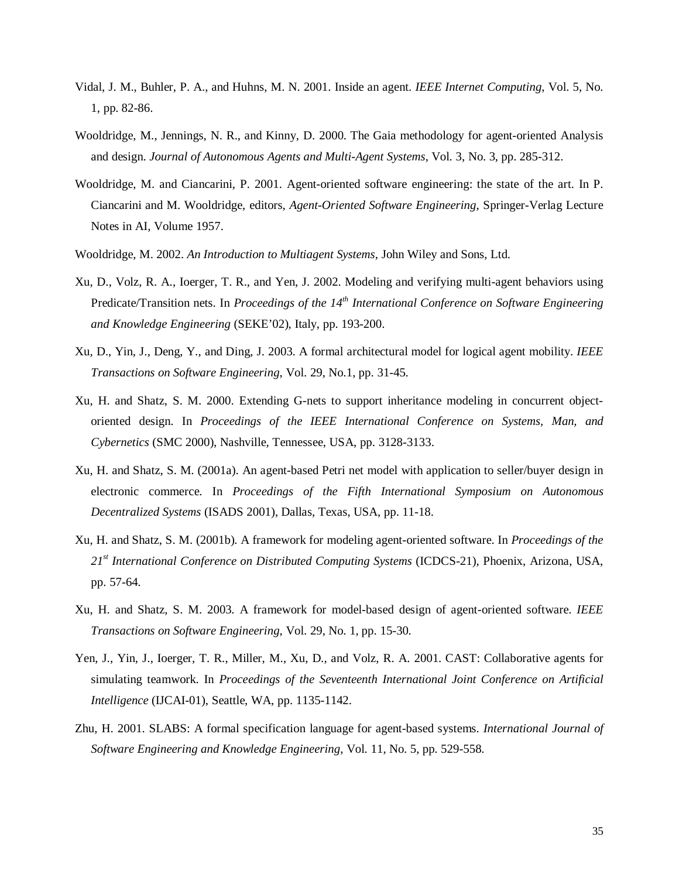Vidal, J. M., Buhler, P. A., and Huhns, M. N. 2001. Inside an agent. *IEEE Internet Computing*, Vol. 5, No. 1, pp. 82-86.

Wooldridge, M., Jennings, N. R., and Kinny, D. 2000. The Gaia methodology for agent-oriented Analysis and design. *Journal of Autonomous Agents and Multi-Agent Systems*, Vol. 3, No. 3, pp. 285-312.

Wooldridge, M. and Ciancarini, P. 2001. Agent-oriented software engineering: the state of the art. In P. Ciancarini and M. Wooldridge, editors, *Agent-Oriented Software Engineering*, Springer-Verlag Lecture Notes in AI, Volume 1957.

Wooldridge, M. 2002. *An Introduction to Multiagent Systems*, John Wiley and Sons, Ltd.

Xu, D., Volz, R. A., Ioerger, T. R., and Yen, J. 2002. Modeling and verifying multi-agent behaviors using Predicate/Transition nets. In *Proceedings of the 14th International Conference on Software Engineering and Knowledge Engineering* (SEKE'02), Italy, pp. 193-200.

Xu, D., Yin, J., Deng, Y., and Ding, J. 2003. A formal architectural model for logical agent mobility. *IEEE Transactions on Software Engineering*, Vol. 29, No.1, pp. 31-45.

Xu, H. and Shatz, S. M. 2000. Extending G-nets to support inheritance modeling in concurrent object-oriented design. In *Proceedings of the IEEE International Conference on Systems, Man, and Cybernetics* (SMC 2000), Nashville, Tennessee, USA, pp. 3128-3133.

Xu, H. and Shatz, S. M. (2001a). An agent-based Petri net model with application to seller/buyer design in electronic commerce. In *Proceedings of the Fifth International Symposium on Autonomous Decentralized Systems* (ISADS 2001), Dallas, Texas, USA, pp. 11-18.

Xu, H. and Shatz, S. M. (2001b). A framework for modeling agent-oriented software. In *Proceedings of the 21st International Conference on Distributed Computing Systems* (ICDCS-21), Phoenix, Arizona, USA, pp. 57-64.

Xu, H. and Shatz, S. M. 2003. A framework for model-based design of agent-oriented software. *IEEE Transactions on Software Engineering*, Vol. 29, No. 1, pp. 15-30.

Yen, J., Yin, J., Ioerger, T. R., Miller, M., Xu, D., and Volz, R. A. 2001. CAST: Collaborative agents for simulating teamwork. In *Proceedings of the Seventeenth International Joint Conference on Artificial Intelligence* (IJCAI-01), Seattle, WA, pp. 1135-1142.

Zhu, H. 2001. SLABS: A formal specification language for agent-based systems. *International Journal of Software Engineering and Knowledge Engineering*, Vol. 11, No. 5, pp. 529-558.